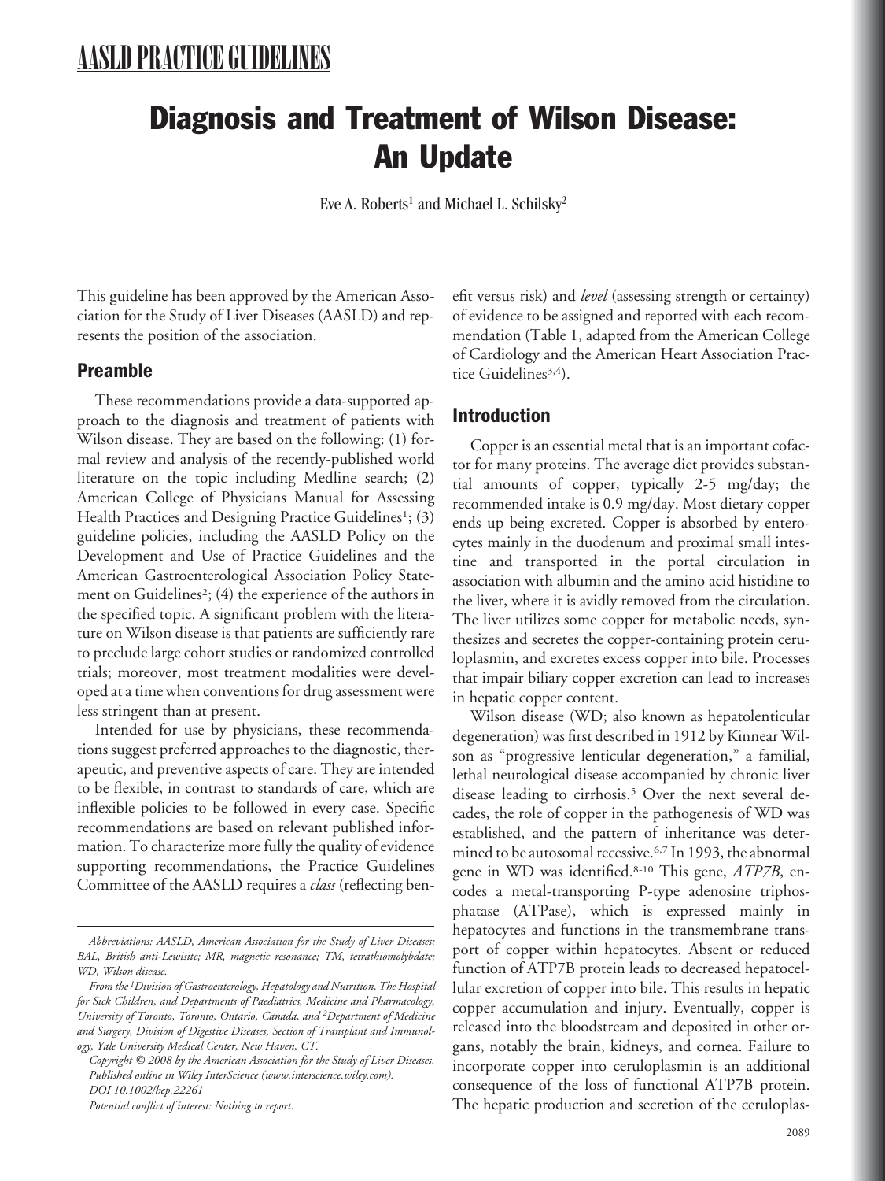# AASLD PRACTICE GUIDELINES

# Diagnosis and Treatment of Wilson Disease: An Update

Eve A. Roberts[1] and Michael L. Schilsky[2]

This guideline has been approved by the American Association for the Study of Liver Diseases (AASLD) and represents the position of the association.

## Preamble

These recommendations provide a data-supported approach to the diagnosis and treatment of patients with Wilson disease. They are based on the following: (1) formal review and analysis of the recently-published world literature on the topic including Medline search; (2) American College of Physicians Manual for Assessing Health Practices and Designing Practice Guidelines[1]; (3) guideline policies, including the AASLD Policy on the Development and Use of Practice Guidelines and the American Gastroenterological Association Policy Statement on Guidelines[2]; (4) the experience of the authors in the specified topic. A significant problem with the literature on Wilson disease is that patients are sufficiently rare to preclude large cohort studies or randomized controlled trials; moreover, most treatment modalities were developed at a time when conventions for drug assessment were less stringent than at present.

Intended for use by physicians, these recommendations suggest preferred approaches to the diagnostic, therapeutic, and preventive aspects of care. They are intended to be flexible, in contrast to standards of care, which are inflexible policies to be followed in every case. Specific recommendations are based on relevant published information. To characterize more fully the quality of evidence supporting recommendations, the Practice Guidelines Committee of the AASLD requires a *class* (reflecting benefit versus risk) and *level* (assessing strength or certainty) of evidence to be assigned and reported with each recommendation (Table 1, adapted from the American College of Cardiology and the American Heart Association Practice Guidelines[3,4]).

## Introduction

Copper is an essential metal that is an important cofactor for many proteins. The average diet provides substantial amounts of copper, typically 2-5 mg/day; the recommended intake is 0.9 mg/day. Most dietary copper ends up being excreted. Copper is absorbed by enterocytes mainly in the duodenum and proximal small intestine and transported in the portal circulation in association with albumin and the amino acid histidine to the liver, where it is avidly removed from the circulation. The liver utilizes some copper for metabolic needs, synthesizes and secretes the copper-containing protein ceruloplasmin, and excretes excess copper into bile. Processes that impair biliary copper excretion can lead to increases in hepatic copper content.

Wilson disease (WD; also known as hepatolenticular degeneration) was first described in 1912 by Kinnear Wilson as "progressive lenticular degeneration," a familial, lethal neurological disease accompanied by chronic liver disease leading to cirrhosis.[5] Over the next several decades, the role of copper in the pathogenesis of WD was established, and the pattern of inheritance was determined to be autosomal recessive.[6,7] In 1993, the abnormal gene in WD was identified.[8-10] This gene, *ATP7B*, encodes a metal-transporting P-type adenosine triphosphatase (ATPase), which is expressed mainly in hepatocytes and functions in the transmembrane transport of copper within hepatocytes. Absent or reduced function of ATP7B protein leads to decreased hepatocellular excretion of copper into bile. This results in hepatic copper accumulation and injury. Eventually, copper is released into the bloodstream and deposited in other organs, notably the brain, kidneys, and cornea. Failure to incorporate copper into ceruloplasmin is an additional consequence of the loss of functional ATP7B protein. The hepatic production and secretion of the ceruloplas-

---

*Abbreviations: AASLD, American Association for the Study of Liver Diseases; BAL, British anti-Lewisite; MR, magnetic resonance; TM, tetrathiomolybdate; WD, Wilson disease.*

*From the [1]Division of Gastroenterology, Hepatology and Nutrition, The Hospital for Sick Children, and Departments of Paediatrics, Medicine and Pharmacology, University of Toronto, Toronto, Ontario, Canada, and [2]Department of Medicine and Surgery, Division of Digestive Diseases, Section of Transplant and Immunology, Yale University Medical Center, New Haven, CT.*

*Copyright © 2008 by the American Association for the Study of Liver Diseases. Published online in Wiley InterScience (www.interscience.wiley.com).*

*DOI 10.1002/hep.22261*

*Potential conflict of interest: Nothing to report.*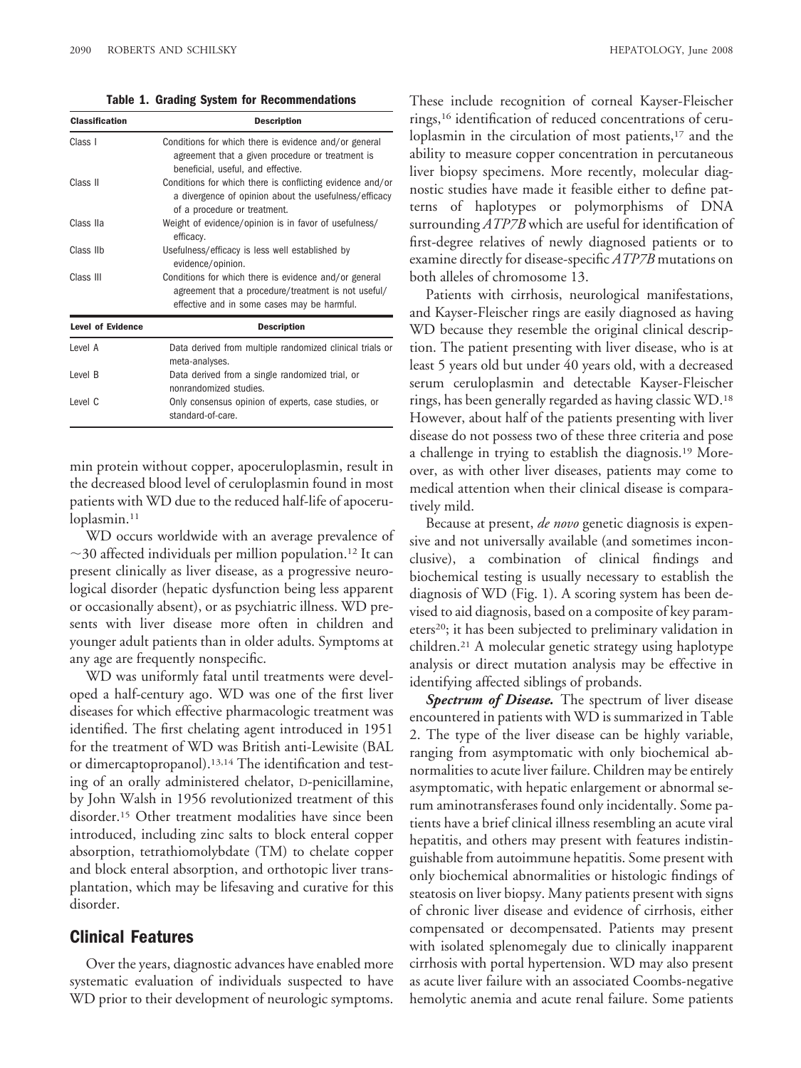**Table 1. Grading System for Recommendations**

| Classification | Description |
|---|---|
| Class I | Conditions for which there is evidence and/or general agreement that a given procedure or treatment is beneficial, useful, and effective. |
| Class II | Conditions for which there is conflicting evidence and/or a divergence of opinion about the usefulness/efficacy of a procedure or treatment. |
| Class IIa | Weight of evidence/opinion is in favor of usefulness/efficacy. |
| Class IIb | Usefulness/efficacy is less well established by evidence/opinion. |
| Class III | Conditions for which there is evidence and/or general agreement that a procedure/treatment is not useful/effective and in some cases may be harmful. |
| **Level of Evidence** | **Description** |
| Level A | Data derived from multiple randomized clinical trials or meta-analyses. |
| Level B | Data derived from a single randomized trial, or nonrandomized studies. |
| Level C | Only consensus opinion of experts, case studies, or standard-of-care. |

min protein without copper, apoceruloplasmin, result in the decreased blood level of ceruloplasmin found in most patients with WD due to the reduced half-life of apoceruloplasmin.[11]

WD occurs worldwide with an average prevalence of ~30 affected individuals per million population.[12] It can present clinically as liver disease, as a progressive neurological disorder (hepatic dysfunction being less apparent or occasionally absent), or as psychiatric illness. WD presents with liver disease more often in children and younger adult patients than in older adults. Symptoms at any age are frequently nonspecific.

WD was uniformly fatal until treatments were developed a half-century ago. WD was one of the first liver diseases for which effective pharmacologic treatment was identified. The first chelating agent introduced in 1951 for the treatment of WD was British anti-Lewisite (BAL or dimercaptopropanol).[13,14] The identification and testing of an orally administered chelator, D-penicillamine, by John Walsh in 1956 revolutionized treatment of this disorder.[15] Other treatment modalities have since been introduced, including zinc salts to block enteral copper absorption, tetrathiomolybdate (TM) to chelate copper and block enteral absorption, and orthotopic liver transplantation, which may be lifesaving and curative for this disorder.

## Clinical Features

Over the years, diagnostic advances have enabled more systematic evaluation of individuals suspected to have WD prior to their development of neurologic symptoms. These include recognition of corneal Kayser-Fleischer rings,[16] identification of reduced concentrations of ceruloplasmin in the circulation of most patients,[17] and the ability to measure copper concentration in percutaneous liver biopsy specimens. More recently, molecular diagnostic studies have made it feasible either to define patterns of haplotypes or polymorphisms of DNA surrounding *ATP7B* which are useful for identification of first-degree relatives of newly diagnosed patients or to examine directly for disease-specific *ATP7B* mutations on both alleles of chromosome 13.

Patients with cirrhosis, neurological manifestations, and Kayser-Fleischer rings are easily diagnosed as having WD because they resemble the original clinical description. The patient presenting with liver disease, who is at least 5 years old but under 40 years old, with a decreased serum ceruloplasmin and detectable Kayser-Fleischer rings, has been generally regarded as having classic WD.[18] However, about half of the patients presenting with liver disease do not possess two of these three criteria and pose a challenge in trying to establish the diagnosis.[19] Moreover, as with other liver diseases, patients may come to medical attention when their clinical disease is comparatively mild.

Because at present, *de novo* genetic diagnosis is expensive and not universally available (and sometimes inconclusive), a combination of clinical findings and biochemical testing is usually necessary to establish the diagnosis of WD (Fig. 1). A scoring system has been devised to aid diagnosis, based on a composite of key parameters[20]; it has been subjected to preliminary validation in children.[21] A molecular genetic strategy using haplotype analysis or direct mutation analysis may be effective in identifying affected siblings of probands.

***Spectrum of Disease.*** The spectrum of liver disease encountered in patients with WD is summarized in Table 2. The type of the liver disease can be highly variable, ranging from asymptomatic with only biochemical abnormalities to acute liver failure. Children may be entirely asymptomatic, with hepatic enlargement or abnormal serum aminotransferases found only incidentally. Some patients have a brief clinical illness resembling an acute viral hepatitis, and others may present with features indistinguishable from autoimmune hepatitis. Some present with only biochemical abnormalities or histologic findings of steatosis on liver biopsy. Many patients present with signs of chronic liver disease and evidence of cirrhosis, either compensated or decompensated. Patients may present with isolated splenomegaly due to clinically inapparent cirrhosis with portal hypertension. WD may also present as acute liver failure with an associated Coombs-negative hemolytic anemia and acute renal failure. Some patients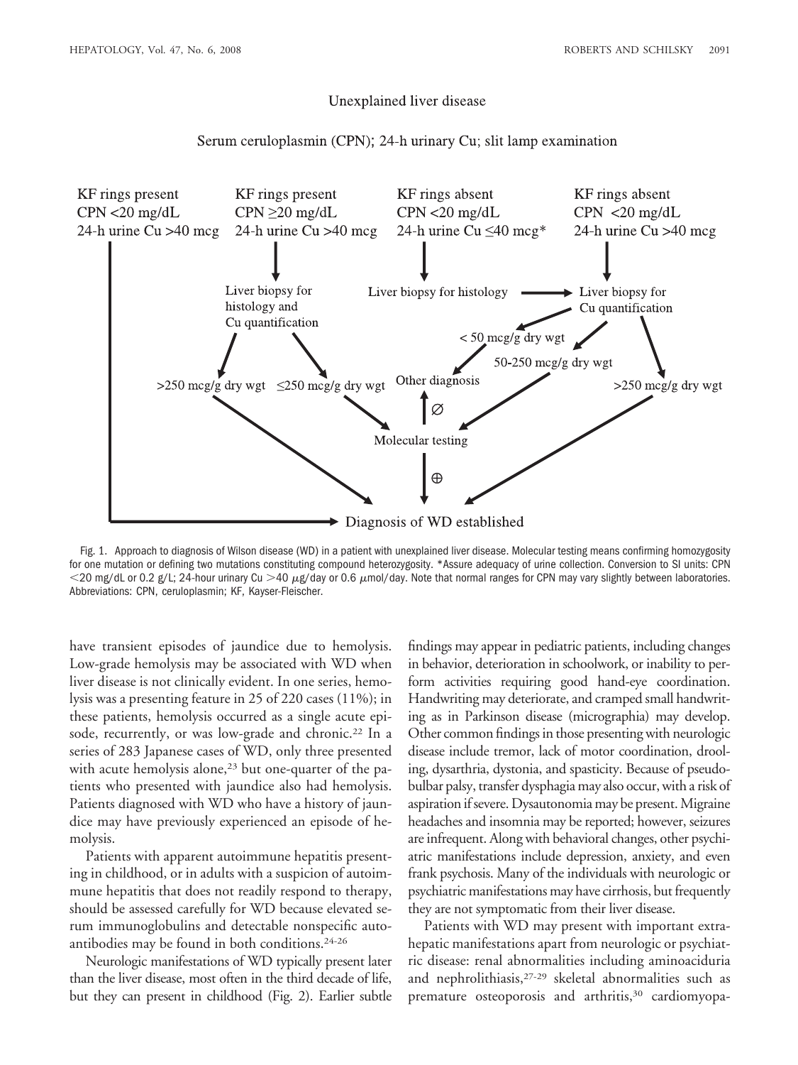Unexplained liver disease

Serum ceruloplasmin (CPN); 24-h urinary Cu; slit lamp examination

| KF rings present<br>CPN <20 mg/dL<br>24-h urine Cu >40 mcg | KF rings present<br>CPN ≥20 mg/dL<br>24-h urine Cu >40 mcg | KF rings absent<br>CPN <20 mg/dL<br>24-h urine Cu ≤40 mcg* | KF rings absent<br>CPN <20 mg/dL<br>24-h urine Cu >40 mcg |
|---|---|---|---|
| → Diagnosis of WD established | → Liver biopsy for histology and Cu quantification | → Liver biopsy for histology → Liver biopsy for Cu quantification | → Liver biopsy for Cu quantification |

- Liver biopsy for histology and Cu quantification:
  - >250 mcg/g dry wgt → Diagnosis of WD established
  - ≤250 mcg/g dry wgt → Molecular testing
- Liver biopsy for Cu quantification:
  - < 50 mcg/g dry wgt → Other diagnosis
  - 50-250 mcg/g dry wgt → Molecular testing
  - >250 mcg/g dry wgt → Diagnosis of WD established
- Molecular testing:
  - ∅ → Other diagnosis
  - ⊕ → Diagnosis of WD established

Fig. 1. Approach to diagnosis of Wilson disease (WD) in a patient with unexplained liver disease. Molecular testing means confirming homozygosity for one mutation or defining two mutations constituting compound heterozygosity. *Assure adequacy of urine collection. Conversion to SI units: CPN <20 mg/dL or 0.2 g/L; 24-hour urinary Cu >40 $\mu$g/day or 0.6 $\mu$mol/day. Note that normal ranges for CPN may vary slightly between laboratories. Abbreviations: CPN, ceruloplasmin; KF, Kayser-Fleischer.

have transient episodes of jaundice due to hemolysis. Low-grade hemolysis may be associated with WD when liver disease is not clinically evident. In one series, hemolysis was a presenting feature in 25 of 220 cases (11%); in these patients, hemolysis occurred as a single acute episode, recurrently, or was low-grade and chronic.[22] In a series of 283 Japanese cases of WD, only three presented with acute hemolysis alone,[23] but one-quarter of the patients who presented with jaundice also had hemolysis. Patients diagnosed with WD who have a history of jaundice may have previously experienced an episode of hemolysis.

Patients with apparent autoimmune hepatitis presenting in childhood, or in adults with a suspicion of autoimmune hepatitis that does not readily respond to therapy, should be assessed carefully for WD because elevated serum immunoglobulins and detectable nonspecific autoantibodies may be found in both conditions.[24-26]

Neurologic manifestations of WD typically present later than the liver disease, most often in the third decade of life, but they can present in childhood (Fig. 2). Earlier subtle findings may appear in pediatric patients, including changes in behavior, deterioration in schoolwork, or inability to perform activities requiring good hand-eye coordination. Handwriting may deteriorate, and cramped small handwriting as in Parkinson disease (micrographia) may develop. Other common findings in those presenting with neurologic disease include tremor, lack of motor coordination, drooling, dysarthria, dystonia, and spasticity. Because of pseudobulbar palsy, transfer dysphagia may also occur, with a risk of aspiration if severe. Dysautonomia may be present. Migraine headaches and insomnia may be reported; however, seizures are infrequent. Along with behavioral changes, other psychiatric manifestations include depression, anxiety, and even frank psychosis. Many of the individuals with neurologic or psychiatric manifestations may have cirrhosis, but frequently they are not symptomatic from their liver disease.

Patients with WD may present with important extrahepatic manifestations apart from neurologic or psychiatric disease: renal abnormalities including aminoaciduria and nephrolithiasis,[27-29] skeletal abnormalities such as premature osteoporosis and arthritis,[30] cardiomyopa-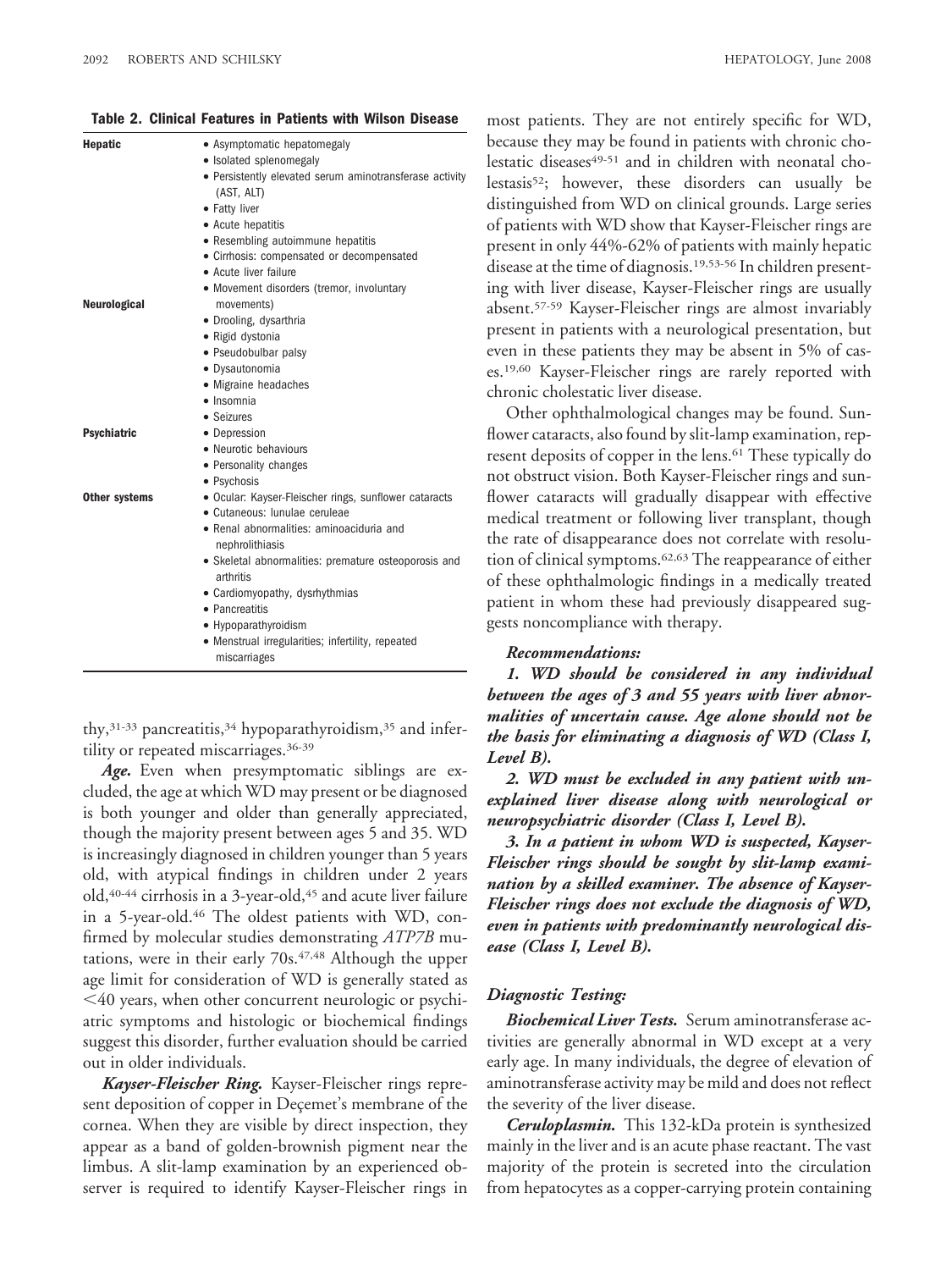**Table 2. Clinical Features in Patients with Wilson Disease**

| | |
|---|---|
| **Hepatic** | • Asymptomatic hepatomegaly<br>• Isolated splenomegaly<br>• Persistently elevated serum aminotransferase activity (AST, ALT)<br>• Fatty liver<br>• Acute hepatitis<br>• Resembling autoimmune hepatitis<br>• Cirrhosis: compensated or decompensated<br>• Acute liver failure |
| **Neurological** | • Movement disorders (tremor, involuntary movements)<br>• Drooling, dysarthria<br>• Rigid dystonia<br>• Pseudobulbar palsy<br>• Dysautonomia<br>• Migraine headaches<br>• Insomnia<br>• Seizures |
| **Psychiatric** | • Depression<br>• Neurotic behaviours<br>• Personality changes<br>• Psychosis |
| **Other systems** | • Ocular: Kayser-Fleischer rings, sunflower cataracts<br>• Cutaneous: lunulae ceruleae<br>• Renal abnormalities: aminoaciduria and nephrolithiasis<br>• Skeletal abnormalities: premature osteoporosis and arthritis<br>• Cardiomyopathy, dysrhythmias<br>• Pancreatitis<br>• Hypoparathyroidism<br>• Menstrual irregularities; infertility, repeated miscarriages |

thy,[31-33] pancreatitis,[34] hypoparathyroidism,[35] and infertility or repeated miscarriages.[36-39]

***Age.*** Even when presymptomatic siblings are excluded, the age at which WD may present or be diagnosed is both younger and older than generally appreciated, though the majority present between ages 5 and 35. WD is increasingly diagnosed in children younger than 5 years old, with atypical findings in children under 2 years old,[40-44] cirrhosis in a 3-year-old,[45] and acute liver failure in a 5-year-old.[46] The oldest patients with WD, confirmed by molecular studies demonstrating *ATP7B* mutations, were in their early 70s.[47,48] Although the upper age limit for consideration of WD is generally stated as <40 years, when other concurrent neurologic or psychiatric symptoms and histologic or biochemical findings suggest this disorder, further evaluation should be carried out in older individuals.

***Kayser-Fleischer Ring.*** Kayser-Fleischer rings represent deposition of copper in Deçemet's membrane of the cornea. When they are visible by direct inspection, they appear as a band of golden-brownish pigment near the limbus. A slit-lamp examination by an experienced observer is required to identify Kayser-Fleischer rings in most patients. They are not entirely specific for WD, because they may be found in patients with chronic cholestatic diseases[49-51] and in children with neonatal cholestasis[52]; however, these disorders can usually be distinguished from WD on clinical grounds. Large series of patients with WD show that Kayser-Fleischer rings are present in only 44%-62% of patients with mainly hepatic disease at the time of diagnosis.[19,53-56] In children presenting with liver disease, Kayser-Fleischer rings are usually absent.[57-59] Kayser-Fleischer rings are almost invariably present in patients with a neurological presentation, but even in these patients they may be absent in 5% of cases.[19,60] Kayser-Fleischer rings are rarely reported with chronic cholestatic liver disease.

Other ophthalmological changes may be found. Sunflower cataracts, also found by slit-lamp examination, represent deposits of copper in the lens.[61] These typically do not obstruct vision. Both Kayser-Fleischer rings and sunflower cataracts will gradually disappear with effective medical treatment or following liver transplant, though the rate of disappearance does not correlate with resolution of clinical symptoms.[62,63] The reappearance of either of these ophthalmologic findings in a medically treated patient in whom these had previously disappeared suggests noncompliance with therapy.

***Recommendations:***

***1. WD should be considered in any individual between the ages of 3 and 55 years with liver abnormalities of uncertain cause. Age alone should not be the basis for eliminating a diagnosis of WD (Class I, Level B).***

***2. WD must be excluded in any patient with unexplained liver disease along with neurological or neuropsychiatric disorder (Class I, Level B).***

***3. In a patient in whom WD is suspected, Kayser-Fleischer rings should be sought by slit-lamp examination by a skilled examiner. The absence of Kayser-Fleischer rings does not exclude the diagnosis of WD, even in patients with predominantly neurological disease (Class I, Level B).***

### *Diagnostic Testing:*

***Biochemical Liver Tests.*** Serum aminotransferase activities are generally abnormal in WD except at a very early age. In many individuals, the degree of elevation of aminotransferase activity may be mild and does not reflect the severity of the liver disease.

***Ceruloplasmin.*** This 132-kDa protein is synthesized mainly in the liver and is an acute phase reactant. The vast majority of the protein is secreted into the circulation from hepatocytes as a copper-carrying protein containing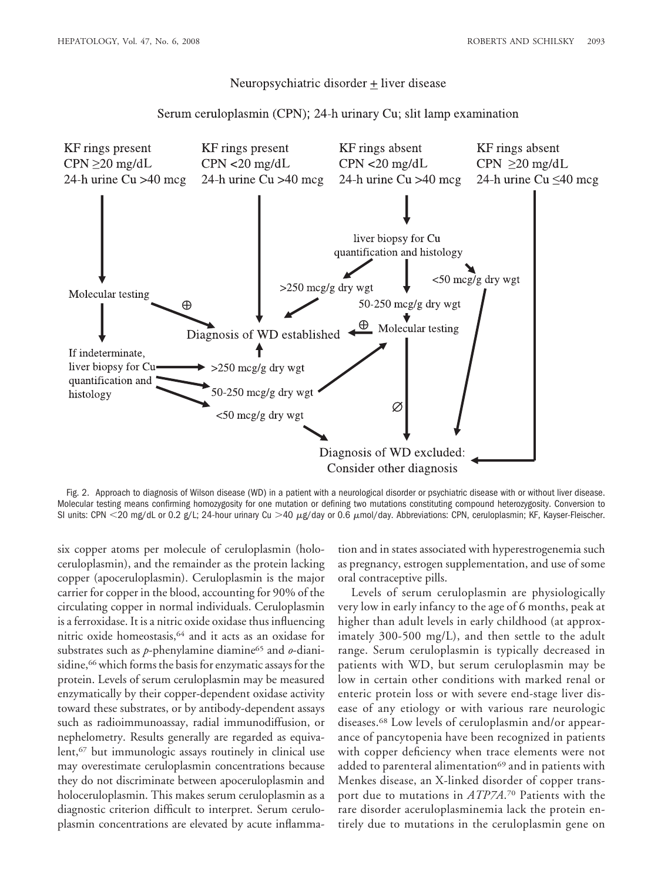Neuropsychiatric disorder ± liver disease

Serum ceruloplasmin (CPN); 24-h urinary Cu; slit lamp examination

| KF rings present | KF rings present | KF rings absent | KF rings absent |
| --- | --- | --- | --- |
| CPN ≥20 mg/dL | CPN <20 mg/dL | CPN <20 mg/dL | CPN ≥20 mg/dL |
| 24-h urine Cu >40 mcg | 24-h urine Cu >40 mcg | 24-h urine Cu >40 mcg | 24-h urine Cu ≤40 mcg |

liver biopsy for Cu quantification and histology

>250 mcg/g dry wgt

50-250 mcg/g dry wgt

<50 mcg/g dry wgt

Molecular testing

⊕

Diagnosis of WD established

⊕ Molecular testing

If indeterminate, liver biopsy for Cu quantification and histology

>250 mcg/g dry wgt

50-250 mcg/g dry wgt

<50 mcg/g dry wgt

∅

Diagnosis of WD excluded: Consider other diagnosis

Fig. 2. Approach to diagnosis of Wilson disease (WD) in a patient with a neurological disorder or psychiatric disease with or without liver disease. Molecular testing means confirming homozygosity for one mutation or defining two mutations constituting compound heterozygosity. Conversion to SI units: CPN <20 mg/dL or 0.2 g/L; 24-hour urinary Cu >40 μg/day or 0.6 μmol/day. Abbreviations: CPN, ceruloplasmin; KF, Kayser-Fleischer.

six copper atoms per molecule of ceruloplasmin (holoceruloplasmin), and the remainder as the protein lacking copper (apoceruloplasmin). Ceruloplasmin is the major carrier for copper in the blood, accounting for 90% of the circulating copper in normal individuals. Ceruloplasmin is a ferroxidase. It is a nitric oxide oxidase thus influencing nitric oxide homeostasis,[64] and it acts as an oxidase for substrates such as *p*-phenylamine diamine[65] and *o*-dianisidine,[66] which forms the basis for enzymatic assays for the protein. Levels of serum ceruloplasmin may be measured enzymatically by their copper-dependent oxidase activity toward these substrates, or by antibody-dependent assays such as radioimmunoassay, radial immunodiffusion, or nephelometry. Results generally are regarded as equivalent,[67] but immunologic assays routinely in clinical use may overestimate ceruloplasmin concentrations because they do not discriminate between apoceruloplasmin and holoceruloplasmin. This makes serum ceruloplasmin as a diagnostic criterion difficult to interpret. Serum ceruloplasmin concentrations are elevated by acute inflammation and in states associated with hyperestrogenemia such as pregnancy, estrogen supplementation, and use of some oral contraceptive pills.

Levels of serum ceruloplasmin are physiologically very low in early infancy to the age of 6 months, peak at higher than adult levels in early childhood (at approximately 300-500 mg/L), and then settle to the adult range. Serum ceruloplasmin is typically decreased in patients with WD, but serum ceruloplasmin may be low in certain other conditions with marked renal or enteric protein loss or with severe end-stage liver disease of any etiology or with various rare neurologic diseases.[68] Low levels of ceruloplasmin and/or appearance of pancytopenia have been recognized in patients with copper deficiency when trace elements were not added to parenteral alimentation[69] and in patients with Menkes disease, an X-linked disorder of copper transport due to mutations in *ATP7A*.[70] Patients with the rare disorder aceruloplasminemia lack the protein entirely due to mutations in the ceruloplasmin gene on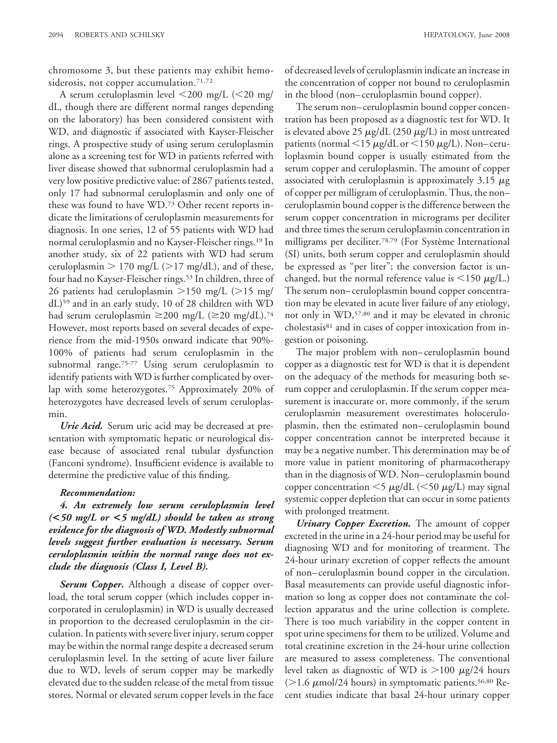chromosome 3, but these patients may exhibit hemosiderosis, not copper accumulation.[71,72]

A serum ceruloplasmin level <200 mg/L (<20 mg/dL, though there are different normal ranges depending on the laboratory) has been considered consistent with WD, and diagnostic if associated with Kayser-Fleischer rings. A prospective study of using serum ceruloplasmin alone as a screening test for WD in patients referred with liver disease showed that subnormal ceruloplasmin had a very low positive predictive value: of 2867 patients tested, only 17 had subnormal ceruloplasmin and only one of these was found to have WD.[73] Other recent reports indicate the limitations of ceruloplasmin measurements for diagnosis. In one series, 12 of 55 patients with WD had normal ceruloplasmin and no Kayser-Fleischer rings.[19] In another study, six of 22 patients with WD had serum ceruloplasmin > 170 mg/L (>17 mg/dL), and of these, four had no Kayser-Fleischer rings.[53] In children, three of 26 patients had ceruloplasmin >150 mg/L (>15 mg/dL)[59] and in an early study, 10 of 28 children with WD had serum ceruloplasmin ≥200 mg/L (≥20 mg/dL).[74] However, most reports based on several decades of experience from the mid-1950s onward indicate that 90%-100% of patients had serum ceruloplasmin in the subnormal range.[75-77] Using serum ceruloplasmin to identify patients with WD is further complicated by overlap with some heterozygotes.[75] Approximately 20% of heterozygotes have decreased levels of serum ceruloplasmin.

***Uric Acid.*** Serum uric acid may be decreased at presentation with symptomatic hepatic or neurological disease because of associated renal tubular dysfunction (Fanconi syndrome). Insufficient evidence is available to determine the predictive value of this finding.

***Recommendation:***

***4. An extremely low serum ceruloplasmin level (<50 mg/L or <5 mg/dL) should be taken as strong evidence for the diagnosis of WD. Modestly subnormal levels suggest further evaluation is necessary. Serum ceruloplasmin within the normal range does not exclude the diagnosis (Class I, Level B).***

***Serum Copper.*** Although a disease of copper overload, the total serum copper (which includes copper incorporated in ceruloplasmin) in WD is usually decreased in proportion to the decreased ceruloplasmin in the circulation. In patients with severe liver injury, serum copper may be within the normal range despite a decreased serum ceruloplasmin level. In the setting of acute liver failure due to WD, levels of serum copper may be markedly elevated due to the sudden release of the metal from tissue stores. Normal or elevated serum copper levels in the face of decreased levels of ceruloplasmin indicate an increase in the concentration of copper not bound to ceruloplasmin in the blood (non–ceruloplasmin bound copper).

The serum non–ceruloplasmin bound copper concentration has been proposed as a diagnostic test for WD. It is elevated above 25 μg/dL (250 μg/L) in most untreated patients (normal <15 μg/dL or <150 μg/L). Non–ceruloplasmin bound copper is usually estimated from the serum copper and ceruloplasmin. The amount of copper associated with ceruloplasmin is approximately 3.15 μg of copper per milligram of ceruloplasmin. Thus, the non–ceruloplasmin bound copper is the difference between the serum copper concentration in micrograms per deciliter and three times the serum ceruloplasmin concentration in milligrams per deciliter.[78,79] (For Système International (SI) units, both serum copper and ceruloplasmin should be expressed as "per liter"; the conversion factor is unchanged, but the normal reference value is <150 μg/L.) The serum non–ceruloplasmin bound copper concentration may be elevated in acute liver failure of any etiology, not only in WD,[57,80] and it may be elevated in chronic cholestasis[81] and in cases of copper intoxication from ingestion or poisoning.

The major problem with non–ceruloplasmin bound copper as a diagnostic test for WD is that it is dependent on the adequacy of the methods for measuring both serum copper and ceruloplasmin. If the serum copper measurement is inaccurate or, more commonly, if the serum ceruloplasmin measurement overestimates holoceruloplasmin, then the estimated non–ceruloplasmin bound copper concentration cannot be interpreted because it may be a negative number. This determination may be of more value in patient monitoring of pharmacotherapy than in the diagnosis of WD. Non–ceruloplasmin bound copper concentration <5 μg/dL (<50 μg/L) may signal systemic copper depletion that can occur in some patients with prolonged treatment.

***Urinary Copper Excretion.*** The amount of copper excreted in the urine in a 24-hour period may be useful for diagnosing WD and for monitoring of treatment. The 24-hour urinary excretion of copper reflects the amount of non–ceruloplasmin bound copper in the circulation. Basal measurements can provide useful diagnostic information so long as copper does not contaminate the collection apparatus and the urine collection is complete. There is too much variability in the copper content in spot urine specimens for them to be utilized. Volume and total creatinine excretion in the 24-hour urine collection are measured to assess completeness. The conventional level taken as diagnostic of WD is >100 μg/24 hours (>1.6 μmol/24 hours) in symptomatic patients.[56,80] Recent studies indicate that basal 24-hour urinary copper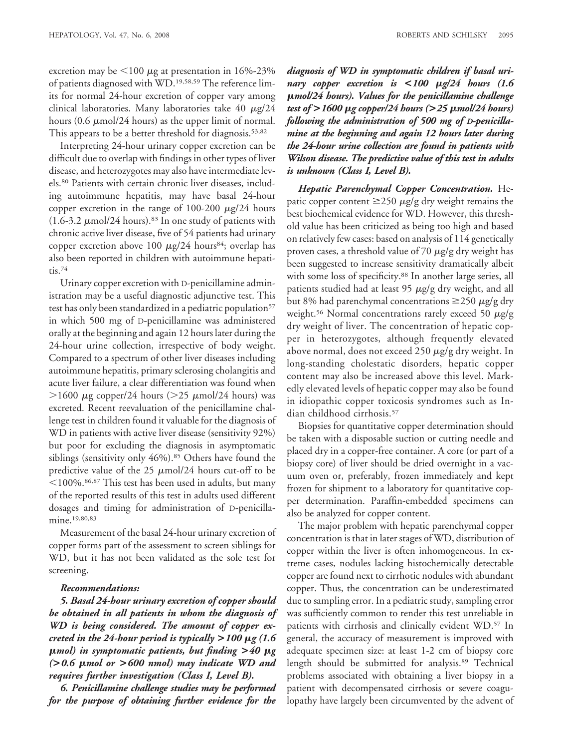excretion may be <100 μg at presentation in 16%-23% of patients diagnosed with WD.[19,58,59] The reference limits for normal 24-hour excretion of copper vary among clinical laboratories. Many laboratories take 40 μg/24 hours (0.6 μmol/24 hours) as the upper limit of normal. This appears to be a better threshold for diagnosis.[53,82]

Interpreting 24-hour urinary copper excretion can be difficult due to overlap with findings in other types of liver disease, and heterozygotes may also have intermediate levels.[80] Patients with certain chronic liver diseases, including autoimmune hepatitis, may have basal 24-hour copper excretion in the range of 100-200 μg/24 hours (1.6-3.2 μmol/24 hours).[83] In one study of patients with chronic active liver disease, five of 54 patients had urinary copper excretion above 100 μg/24 hours[84]; overlap has also been reported in children with autoimmune hepatitis.[74]

Urinary copper excretion with D-penicillamine administration may be a useful diagnostic adjunctive test. This test has only been standardized in a pediatric population[57] in which 500 mg of D-penicillamine was administered orally at the beginning and again 12 hours later during the 24-hour urine collection, irrespective of body weight. Compared to a spectrum of other liver diseases including autoimmune hepatitis, primary sclerosing cholangitis and acute liver failure, a clear differentiation was found when >1600 μg copper/24 hours (>25 μmol/24 hours) was excreted. Recent reevaluation of the penicillamine challenge test in children found it valuable for the diagnosis of WD in patients with active liver disease (sensitivity 92%) but poor for excluding the diagnosis in asymptomatic siblings (sensitivity only 46%).[85] Others have found the predictive value of the 25 μmol/24 hours cut-off to be <100%.[86,87] This test has been used in adults, but many of the reported results of this test in adults used different dosages and timing for administration of D-penicillamine.[19,80,83]

Measurement of the basal 24-hour urinary excretion of copper forms part of the assessment to screen siblings for WD, but it has not been validated as the sole test for screening.

***Recommendations:***

***5. Basal 24-hour urinary excretion of copper should be obtained in all patients in whom the diagnosis of WD is being considered. The amount of copper excreted in the 24-hour period is typically >100 μg (1.6 μmol) in symptomatic patients, but finding >40 μg (>0.6 μmol or >600 nmol) may indicate WD and requires further investigation (Class I, Level B).***

***6. Penicillamine challenge studies may be performed for the purpose of obtaining further evidence for the diagnosis of WD in symptomatic children if basal urinary copper excretion is <100 μg/24 hours (1.6 μmol/24 hours). Values for the penicillamine challenge test of >1600 μg copper/24 hours (>25 μmol/24 hours) following the administration of 500 mg of D-penicillamine at the beginning and again 12 hours later during the 24-hour urine collection are found in patients with Wilson disease. The predictive value of this test in adults is unknown (Class I, Level B).***

***Hepatic Parenchymal Copper Concentration.*** Hepatic copper content ≥250 μg/g dry weight remains the best biochemical evidence for WD. However, this threshold value has been criticized as being too high and based on relatively few cases: based on analysis of 114 genetically proven cases, a threshold value of 70 μg/g dry weight has been suggested to increase sensitivity dramatically albeit with some loss of specificity.[88] In another large series, all patients studied had at least 95 μg/g dry weight, and all but 8% had parenchymal concentrations ≥250 μg/g dry weight.[56] Normal concentrations rarely exceed 50 μg/g dry weight of liver. The concentration of hepatic copper in heterozygotes, although frequently elevated above normal, does not exceed 250 μg/g dry weight. In long-standing cholestatic disorders, hepatic copper content may also be increased above this level. Markedly elevated levels of hepatic copper may also be found in idiopathic copper toxicosis syndromes such as Indian childhood cirrhosis.[57]

Biopsies for quantitative copper determination should be taken with a disposable suction or cutting needle and placed dry in a copper-free container. A core (or part of a biopsy core) of liver should be dried overnight in a vacuum oven or, preferably, frozen immediately and kept frozen for shipment to a laboratory for quantitative copper determination. Paraffin-embedded specimens can also be analyzed for copper content.

The major problem with hepatic parenchymal copper concentration is that in later stages of WD, distribution of copper within the liver is often inhomogeneous. In extreme cases, nodules lacking histochemically detectable copper are found next to cirrhotic nodules with abundant copper. Thus, the concentration can be underestimated due to sampling error. In a pediatric study, sampling error was sufficiently common to render this test unreliable in patients with cirrhosis and clinically evident WD.[57] In general, the accuracy of measurement is improved with adequate specimen size: at least 1-2 cm of biopsy core length should be submitted for analysis.[89] Technical problems associated with obtaining a liver biopsy in a patient with decompensated cirrhosis or severe coagulopathy have largely been circumvented by the advent of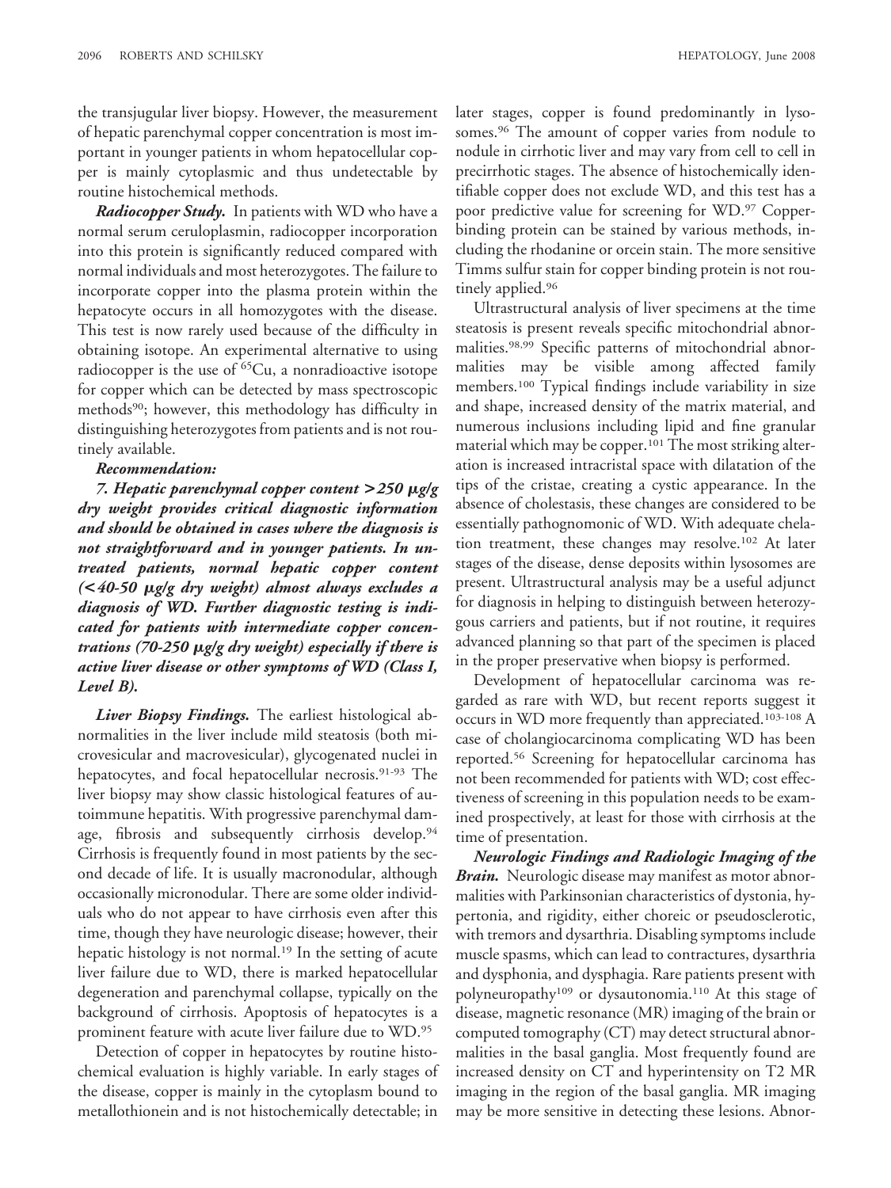the transjugular liver biopsy. However, the measurement of hepatic parenchymal copper concentration is most important in younger patients in whom hepatocellular copper is mainly cytoplasmic and thus undetectable by routine histochemical methods.

***Radiocopper Study.*** In patients with WD who have a normal serum ceruloplasmin, radiocopper incorporation into this protein is significantly reduced compared with normal individuals and most heterozygotes. The failure to incorporate copper into the plasma protein within the hepatocyte occurs in all homozygotes with the disease. This test is now rarely used because of the difficulty in obtaining isotope. An experimental alternative to using radiocopper is the use of $^{65}$Cu, a nonradioactive isotope for copper which can be detected by mass spectroscopic methods[90]; however, this methodology has difficulty in distinguishing heterozygotes from patients and is not routinely available.

***Recommendation:***

***7. Hepatic parenchymal copper content >250 μg/g dry weight provides critical diagnostic information and should be obtained in cases where the diagnosis is not straightforward and in younger patients. In untreated patients, normal hepatic copper content (<40-50 μg/g dry weight) almost always excludes a diagnosis of WD. Further diagnostic testing is indicated for patients with intermediate copper concentrations (70-250 μg/g dry weight) especially if there is active liver disease or other symptoms of WD (Class I, Level B).***

***Liver Biopsy Findings.*** The earliest histological abnormalities in the liver include mild steatosis (both microvesicular and macrovesicular), glycogenated nuclei in hepatocytes, and focal hepatocellular necrosis.[91-93] The liver biopsy may show classic histological features of autoimmune hepatitis. With progressive parenchymal damage, fibrosis and subsequently cirrhosis develop.[94] Cirrhosis is frequently found in most patients by the second decade of life. It is usually macronodular, although occasionally micronodular. There are some older individuals who do not appear to have cirrhosis even after this time, though they have neurologic disease; however, their hepatic histology is not normal.[19] In the setting of acute liver failure due to WD, there is marked hepatocellular degeneration and parenchymal collapse, typically on the background of cirrhosis. Apoptosis of hepatocytes is a prominent feature with acute liver failure due to WD.[95]

Detection of copper in hepatocytes by routine histochemical evaluation is highly variable. In early stages of the disease, copper is mainly in the cytoplasm bound to metallothionein and is not histochemically detectable; in later stages, copper is found predominantly in lysosomes.[96] The amount of copper varies from nodule to nodule in cirrhotic liver and may vary from cell to cell in precirrhotic stages. The absence of histochemically identifiable copper does not exclude WD, and this test has a poor predictive value for screening for WD.[97] Copper-binding protein can be stained by various methods, including the rhodanine or orcein stain. The more sensitive Timms sulfur stain for copper binding protein is not routinely applied.[96]

Ultrastructural analysis of liver specimens at the time steatosis is present reveals specific mitochondrial abnormalities.[98,99] Specific patterns of mitochondrial abnormalities may be visible among affected family members.[100] Typical findings include variability in size and shape, increased density of the matrix material, and numerous inclusions including lipid and fine granular material which may be copper.[101] The most striking alteration is increased intracristal space with dilatation of the tips of the cristae, creating a cystic appearance. In the absence of cholestasis, these changes are considered to be essentially pathognomonic of WD. With adequate chelation treatment, these changes may resolve.[102] At later stages of the disease, dense deposits within lysosomes are present. Ultrastructural analysis may be a useful adjunct for diagnosis in helping to distinguish between heterozygous carriers and patients, but if not routine, it requires advanced planning so that part of the specimen is placed in the proper preservative when biopsy is performed.

Development of hepatocellular carcinoma was regarded as rare with WD, but recent reports suggest it occurs in WD more frequently than appreciated.[103-108] A case of cholangiocarcinoma complicating WD has been reported.[56] Screening for hepatocellular carcinoma has not been recommended for patients with WD; cost effectiveness of screening in this population needs to be examined prospectively, at least for those with cirrhosis at the time of presentation.

***Neurologic Findings and Radiologic Imaging of the Brain.*** Neurologic disease may manifest as motor abnormalities with Parkinsonian characteristics of dystonia, hypertonia, and rigidity, either choreic or pseudosclerotic, with tremors and dysarthria. Disabling symptoms include muscle spasms, which can lead to contractures, dysarthria and dysphonia, and dysphagia. Rare patients present with polyneuropathy[109] or dysautonomia.[110] At this stage of disease, magnetic resonance (MR) imaging of the brain or computed tomography (CT) may detect structural abnormalities in the basal ganglia. Most frequently found are increased density on CT and hyperintensity on T2 MR imaging in the region of the basal ganglia. MR imaging may be more sensitive in detecting these lesions. Abnor-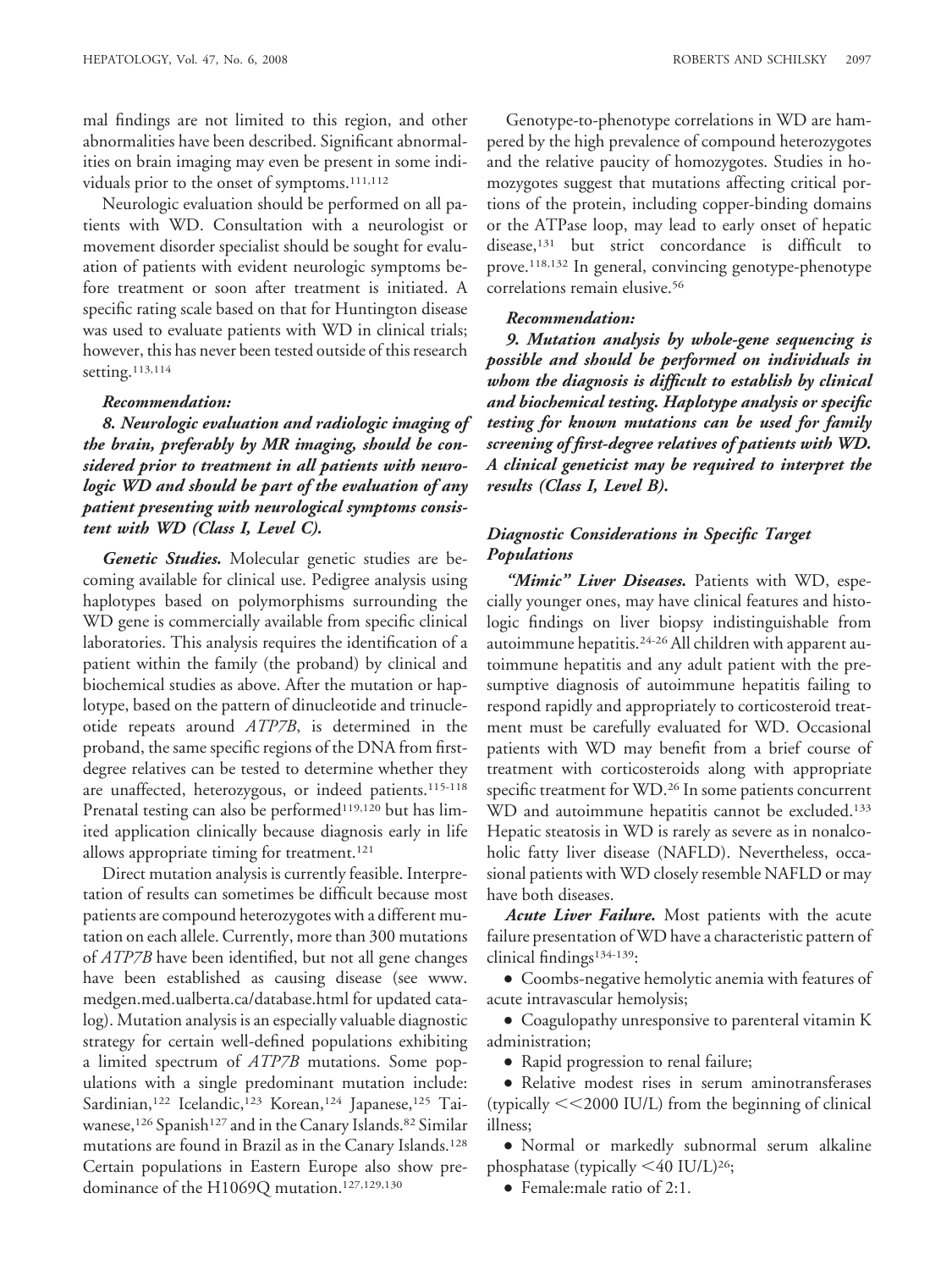mal findings are not limited to this region, and other abnormalities have been described. Significant abnormalities on brain imaging may even be present in some individuals prior to the onset of symptoms.[111,112]

Neurologic evaluation should be performed on all patients with WD. Consultation with a neurologist or movement disorder specialist should be sought for evaluation of patients with evident neurologic symptoms before treatment or soon after treatment is initiated. A specific rating scale based on that for Huntington disease was used to evaluate patients with WD in clinical trials; however, this has never been tested outside of this research setting.[113,114]

***Recommendation:***

***8. Neurologic evaluation and radiologic imaging of the brain, preferably by MR imaging, should be considered prior to treatment in all patients with neurologic WD and should be part of the evaluation of any patient presenting with neurological symptoms consistent with WD (Class I, Level C).***

***Genetic Studies.*** Molecular genetic studies are becoming available for clinical use. Pedigree analysis using haplotypes based on polymorphisms surrounding the WD gene is commercially available from specific clinical laboratories. This analysis requires the identification of a patient within the family (the proband) by clinical and biochemical studies as above. After the mutation or haplotype, based on the pattern of dinucleotide and trinucleotide repeats around *ATP7B*, is determined in the proband, the same specific regions of the DNA from first-degree relatives can be tested to determine whether they are unaffected, heterozygous, or indeed patients.[115-118] Prenatal testing can also be performed[119,120] but has limited application clinically because diagnosis early in life allows appropriate timing for treatment.[121]

Direct mutation analysis is currently feasible. Interpretation of results can sometimes be difficult because most patients are compound heterozygotes with a different mutation on each allele. Currently, more than 300 mutations of *ATP7B* have been identified, but not all gene changes have been established as causing disease (see www.medgen.med.ualberta.ca/database.html for updated catalog). Mutation analysis is an especially valuable diagnostic strategy for certain well-defined populations exhibiting a limited spectrum of *ATP7B* mutations. Some populations with a single predominant mutation include: Sardinian,[122] Icelandic,[123] Korean,[124] Japanese,[125] Taiwanese,[126] Spanish[127] and in the Canary Islands.[82] Similar mutations are found in Brazil as in the Canary Islands.[128] Certain populations in Eastern Europe also show predominance of the H1069Q mutation.[127,129,130]

Genotype-to-phenotype correlations in WD are hampered by the high prevalence of compound heterozygotes and the relative paucity of homozygotes. Studies in homozygotes suggest that mutations affecting critical portions of the protein, including copper-binding domains or the ATPase loop, may lead to early onset of hepatic disease,[131] but strict concordance is difficult to prove.[118,132] In general, convincing genotype-phenotype correlations remain elusive.[56]

***Recommendation:***

***9. Mutation analysis by whole-gene sequencing is possible and should be performed on individuals in whom the diagnosis is difficult to establish by clinical and biochemical testing. Haplotype analysis or specific testing for known mutations can be used for family screening of first-degree relatives of patients with WD. A clinical geneticist may be required to interpret the results (Class I, Level B).***

### *Diagnostic Considerations in Specific Target Populations*

***"Mimic" Liver Diseases.*** Patients with WD, especially younger ones, may have clinical features and histologic findings on liver biopsy indistinguishable from autoimmune hepatitis.[24-26] All children with apparent autoimmune hepatitis and any adult patient with the presumptive diagnosis of autoimmune hepatitis failing to respond rapidly and appropriately to corticosteroid treatment must be carefully evaluated for WD. Occasional patients with WD may benefit from a brief course of treatment with corticosteroids along with appropriate specific treatment for WD.[26] In some patients concurrent WD and autoimmune hepatitis cannot be excluded.[133] Hepatic steatosis in WD is rarely as severe as in nonalcoholic fatty liver disease (NAFLD). Nevertheless, occasional patients with WD closely resemble NAFLD or may have both diseases.

***Acute Liver Failure.*** Most patients with the acute failure presentation of WD have a characteristic pattern of clinical findings[134-139]:

- Coombs-negative hemolytic anemia with features of acute intravascular hemolysis;
- Coagulopathy unresponsive to parenteral vitamin K administration;
- Rapid progression to renal failure;
- Relative modest rises in serum aminotransferases (typically $<<$2000 IU/L) from the beginning of clinical illness;
- Normal or markedly subnormal serum alkaline phosphatase (typically $<$40 IU/L)[26];
- Female:male ratio of 2:1.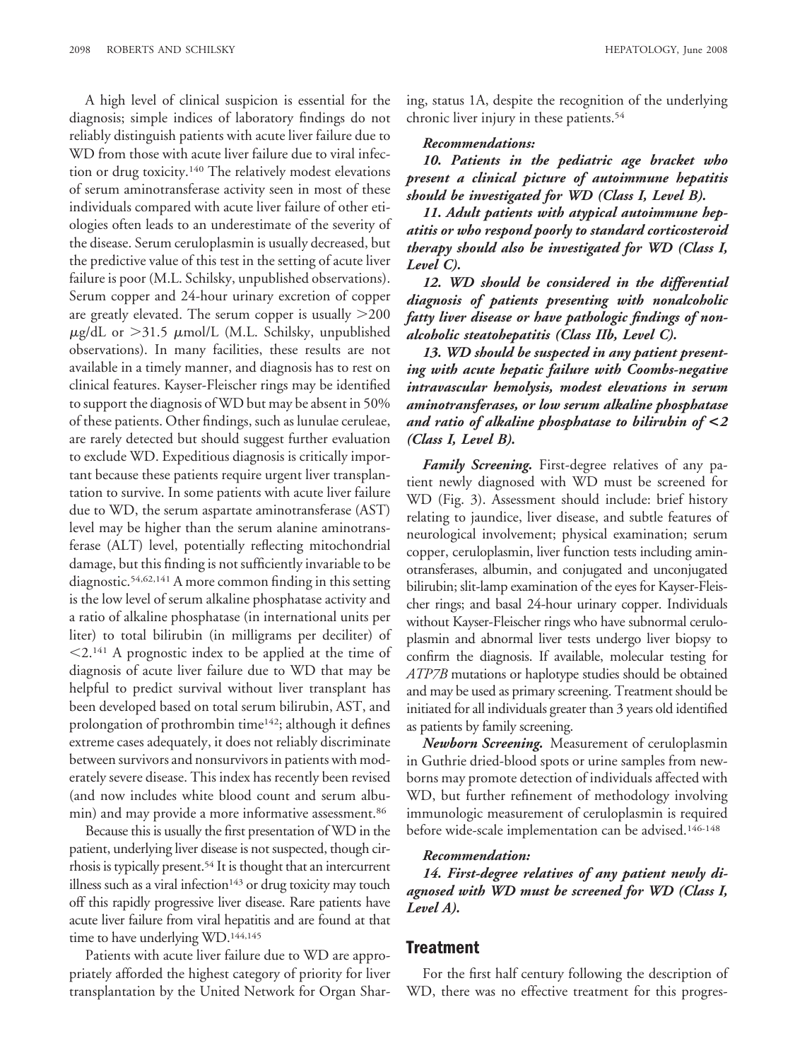A high level of clinical suspicion is essential for the diagnosis; simple indices of laboratory findings do not reliably distinguish patients with acute liver failure due to WD from those with acute liver failure due to viral infection or drug toxicity.[140] The relatively modest elevations of serum aminotransferase activity seen in most of these individuals compared with acute liver failure of other etiologies often leads to an underestimate of the severity of the disease. Serum ceruloplasmin is usually decreased, but the predictive value of this test in the setting of acute liver failure is poor (M.L. Schilsky, unpublished observations). Serum copper and 24-hour urinary excretion of copper are greatly elevated. The serum copper is usually >200 μg/dL or >31.5 μmol/L (M.L. Schilsky, unpublished observations). In many facilities, these results are not available in a timely manner, and diagnosis has to rest on clinical features. Kayser-Fleischer rings may be identified to support the diagnosis of WD but may be absent in 50% of these patients. Other findings, such as lunulae ceruleae, are rarely detected but should suggest further evaluation to exclude WD. Expeditious diagnosis is critically important because these patients require urgent liver transplantation to survive. In some patients with acute liver failure due to WD, the serum aspartate aminotransferase (AST) level may be higher than the serum alanine aminotransferase (ALT) level, potentially reflecting mitochondrial damage, but this finding is not sufficiently invariable to be diagnostic.[54,62,141] A more common finding in this setting is the low level of serum alkaline phosphatase activity and a ratio of alkaline phosphatase (in international units per liter) to total bilirubin (in milligrams per deciliter) of <2.[141] A prognostic index to be applied at the time of diagnosis of acute liver failure due to WD that may be helpful to predict survival without liver transplant has been developed based on total serum bilirubin, AST, and prolongation of prothrombin time[142]; although it defines extreme cases adequately, it does not reliably discriminate between survivors and nonsurvivors in patients with moderately severe disease. This index has recently been revised (and now includes white blood count and serum albumin) and may provide a more informative assessment.[86]

Because this is usually the first presentation of WD in the patient, underlying liver disease is not suspected, though cirrhosis is typically present.[54] It is thought that an intercurrent illness such as a viral infection[143] or drug toxicity may touch off this rapidly progressive liver disease. Rare patients have acute liver failure from viral hepatitis and are found at that time to have underlying WD.[144,145]

Patients with acute liver failure due to WD are appropriately afforded the highest category of priority for liver transplantation by the United Network for Organ Sharing, status 1A, despite the recognition of the underlying chronic liver injury in these patients.[54]

***Recommendations:***

***10. Patients in the pediatric age bracket who present a clinical picture of autoimmune hepatitis should be investigated for WD (Class I, Level B).***

***11. Adult patients with atypical autoimmune hepatitis or who respond poorly to standard corticosteroid therapy should also be investigated for WD (Class I, Level C).***

***12. WD should be considered in the differential diagnosis of patients presenting with nonalcoholic fatty liver disease or have pathologic findings of nonalcoholic steatohepatitis (Class IIb, Level C).***

***13. WD should be suspected in any patient presenting with acute hepatic failure with Coombs-negative intravascular hemolysis, modest elevations in serum aminotransferases, or low serum alkaline phosphatase and ratio of alkaline phosphatase to bilirubin of <2 (Class I, Level B).***

***Family Screening.*** First-degree relatives of any patient newly diagnosed with WD must be screened for WD (Fig. 3). Assessment should include: brief history relating to jaundice, liver disease, and subtle features of neurological involvement; physical examination; serum copper, ceruloplasmin, liver function tests including aminotransferases, albumin, and conjugated and unconjugated bilirubin; slit-lamp examination of the eyes for Kayser-Fleischer rings; and basal 24-hour urinary copper. Individuals without Kayser-Fleischer rings who have subnormal ceruloplasmin and abnormal liver tests undergo liver biopsy to confirm the diagnosis. If available, molecular testing for *ATP7B* mutations or haplotype studies should be obtained and may be used as primary screening. Treatment should be initiated for all individuals greater than 3 years old identified as patients by family screening.

***Newborn Screening.*** Measurement of ceruloplasmin in Guthrie dried-blood spots or urine samples from newborns may promote detection of individuals affected with WD, but further refinement of methodology involving immunologic measurement of ceruloplasmin is required before wide-scale implementation can be advised.[146-148]

***Recommendation:***

***14. First-degree relatives of any patient newly diagnosed with WD must be screened for WD (Class I, Level A).***

## Treatment

For the first half century following the description of WD, there was no effective treatment for this progres-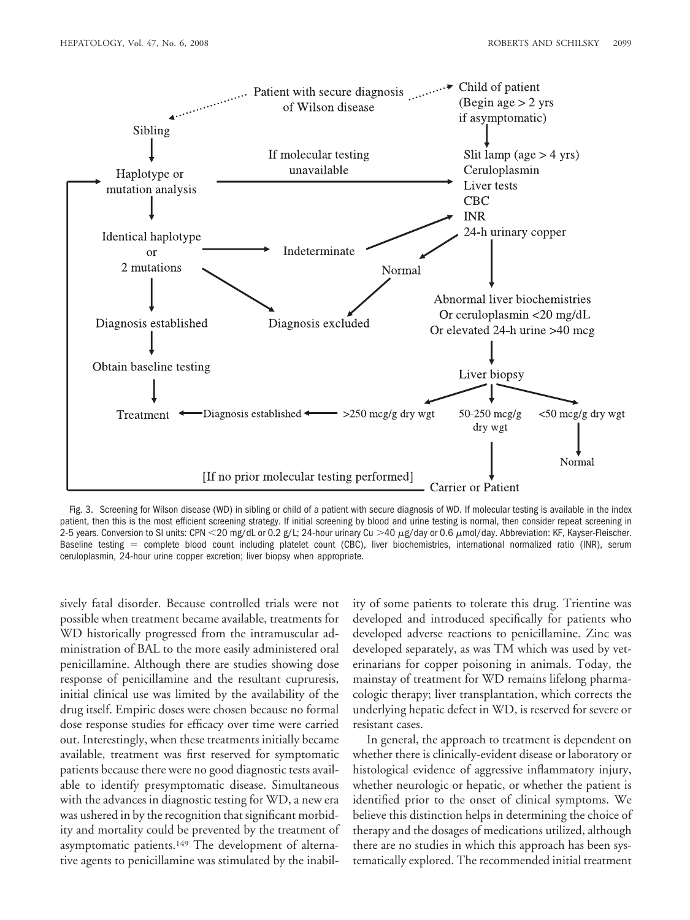Patient with secure diagnosis of Wilson disease

Sibling

Child of patient (Begin age > 2 yrs if asymptomatic)

Haplotype or mutation analysis

If molecular testing unavailable

Slit lamp (age > 4 yrs)
Ceruloplasmin
Liver tests
CBC
INR
24-h urinary copper

Identical haplotype or 2 mutations

Indeterminate

Normal

Diagnosis established

Diagnosis excluded

Abnormal liver biochemistries
Or ceruloplasmin <20 mg/dL
Or elevated 24-h urine >40 mcg

Obtain baseline testing

Liver biopsy

Treatment

Diagnosis established

>250 mcg/g dry wgt

50-250 mcg/g dry wgt

<50 mcg/g dry wgt

Normal

[If no prior molecular testing performed]

Carrier or Patient

Fig. 3. Screening for Wilson disease (WD) in sibling or child of a patient with secure diagnosis of WD. If molecular testing is available in the index patient, then this is the most efficient screening strategy. If initial screening by blood and urine testing is normal, then consider repeat screening in 2-5 years. Conversion to SI units: CPN <20 mg/dL or 0.2 g/L; 24-hour urinary Cu >40 $\mu$g/day or 0.6 $\mu$mol/day. Abbreviation: KF, Kayser-Fleischer. Baseline testing = complete blood count including platelet count (CBC), liver biochemistries, international normalized ratio (INR), serum ceruloplasmin, 24-hour urine copper excretion; liver biopsy when appropriate.

sively fatal disorder. Because controlled trials were not possible when treatment became available, treatments for WD historically progressed from the intramuscular administration of BAL to the more easily administered oral penicillamine. Although there are studies showing dose response of penicillamine and the resultant cupruresis, initial clinical use was limited by the availability of the drug itself. Empiric doses were chosen because no formal dose response studies for efficacy over time were carried out. Interestingly, when these treatments initially became available, treatment was first reserved for symptomatic patients because there were no good diagnostic tests available to identify presymptomatic disease. Simultaneous with the advances in diagnostic testing for WD, a new era was ushered in by the recognition that significant morbidity and mortality could be prevented by the treatment of asymptomatic patients.[149] The development of alternative agents to penicillamine was stimulated by the inability of some patients to tolerate this drug. Trientine was developed and introduced specifically for patients who developed adverse reactions to penicillamine. Zinc was developed separately, as was TM which was used by veterinarians for copper poisoning in animals. Today, the mainstay of treatment for WD remains lifelong pharmacologic therapy; liver transplantation, which corrects the underlying hepatic defect in WD, is reserved for severe or resistant cases.

In general, the approach to treatment is dependent on whether there is clinically-evident disease or laboratory or histological evidence of aggressive inflammatory injury, whether neurologic or hepatic, or whether the patient is identified prior to the onset of clinical symptoms. We believe this distinction helps in determining the choice of therapy and the dosages of medications utilized, although there are no studies in which this approach has been systematically explored. The recommended initial treatment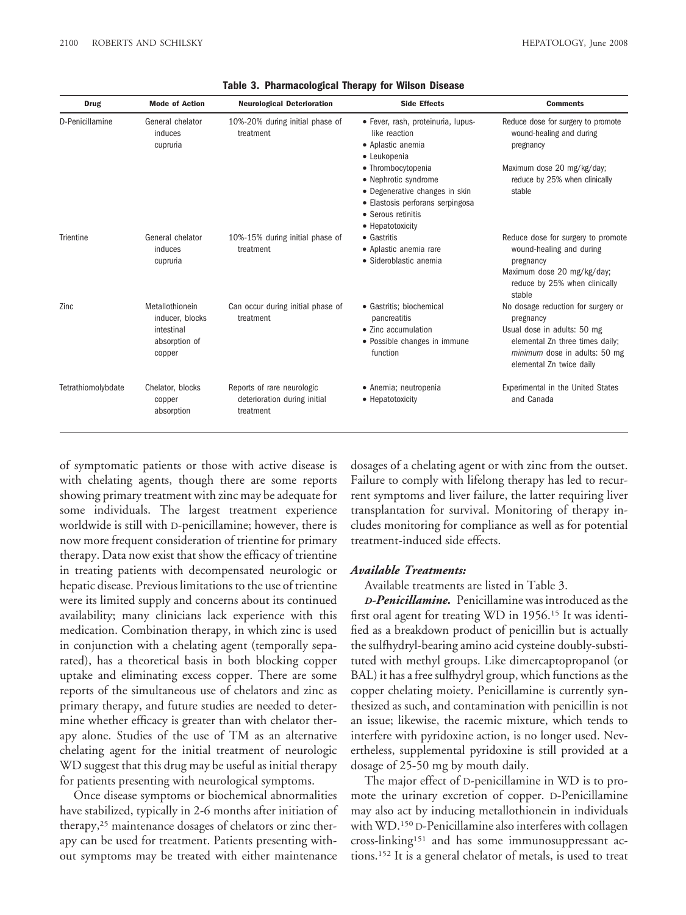**Table 3. Pharmacological Therapy for Wilson Disease**

| Drug | Mode of Action | Neurological Deterioration | Side Effects | Comments |
| --- | --- | --- | --- | --- |
| D-Penicillamine | General chelator induces cupruria | 10%-20% during initial phase of treatment | • Fever, rash, proteinuria, lupus-like reaction<br>• Aplastic anemia<br>• Leukopenia<br>• Thrombocytopenia<br>• Nephrotic syndrome<br>• Degenerative changes in skin<br>• Elastosis perforans serpingosa<br>• Serous retinitis<br>• Hepatotoxicity | Reduce dose for surgery to promote wound-healing and during pregnancy<br><br>Maximum dose 20 mg/kg/day; reduce by 25% when clinically stable |
| Trientine | General chelator induces cupruria | 10%-15% during initial phase of treatment | • Gastritis<br>• Aplastic anemia rare<br>• Sideroblastic anemia | Reduce dose for surgery to promote wound-healing and during pregnancy<br>Maximum dose 20 mg/kg/day; reduce by 25% when clinically stable |
| Zinc | Metallothionein inducer, blocks intestinal absorption of copper | Can occur during initial phase of treatment | • Gastritis; biochemical pancreatitis<br>• Zinc accumulation<br>• Possible changes in immune function | No dosage reduction for surgery or pregnancy<br>Usual dose in adults: 50 mg elemental Zn three times daily; *minimum* dose in adults: 50 mg elemental Zn twice daily |
| Tetrathiomolybdate | Chelator, blocks copper absorption | Reports of rare neurologic deterioration during initial treatment | • Anemia; neutropenia<br>• Hepatotoxicity | Experimental in the United States and Canada |

of symptomatic patients or those with active disease is with chelating agents, though there are some reports showing primary treatment with zinc may be adequate for some individuals. The largest treatment experience worldwide is still with D-penicillamine; however, there is now more frequent consideration of trientine for primary therapy. Data now exist that show the efficacy of trientine in treating patients with decompensated neurologic or hepatic disease. Previous limitations to the use of trientine were its limited supply and concerns about its continued availability; many clinicians lack experience with this medication. Combination therapy, in which zinc is used in conjunction with a chelating agent (temporally separated), has a theoretical basis in both blocking copper uptake and eliminating excess copper. There are some reports of the simultaneous use of chelators and zinc as primary therapy, and future studies are needed to determine whether efficacy is greater than with chelator therapy alone. Studies of the use of TM as an alternative chelating agent for the initial treatment of neurologic WD suggest that this drug may be useful as initial therapy for patients presenting with neurological symptoms.

Once disease symptoms or biochemical abnormalities have stabilized, typically in 2-6 months after initiation of therapy,[25] maintenance dosages of chelators or zinc therapy can be used for treatment. Patients presenting without symptoms may be treated with either maintenance dosages of a chelating agent or with zinc from the outset. Failure to comply with lifelong therapy has led to recurrent symptoms and liver failure, the latter requiring liver transplantation for survival. Monitoring of therapy includes monitoring for compliance as well as for potential treatment-induced side effects.

### *Available Treatments:*

Available treatments are listed in Table 3.

***D-Penicillamine.*** Penicillamine was introduced as the first oral agent for treating WD in 1956.[15] It was identified as a breakdown product of penicillin but is actually the sulfhydryl-bearing amino acid cysteine doubly-substituted with methyl groups. Like dimercaptopropanol (or BAL) it has a free sulfhydryl group, which functions as the copper chelating moiety. Penicillamine is currently synthesized as such, and contamination with penicillin is not an issue; likewise, the racemic mixture, which tends to interfere with pyridoxine action, is no longer used. Nevertheless, supplemental pyridoxine is still provided at a dosage of 25-50 mg by mouth daily.

The major effect of D-penicillamine in WD is to promote the urinary excretion of copper. D-Penicillamine may also act by inducing metallothionein in individuals with WD.[150] D-Penicillamine also interferes with collagen cross-linking[151] and has some immunosuppressant actions.[152] It is a general chelator of metals, is used to treat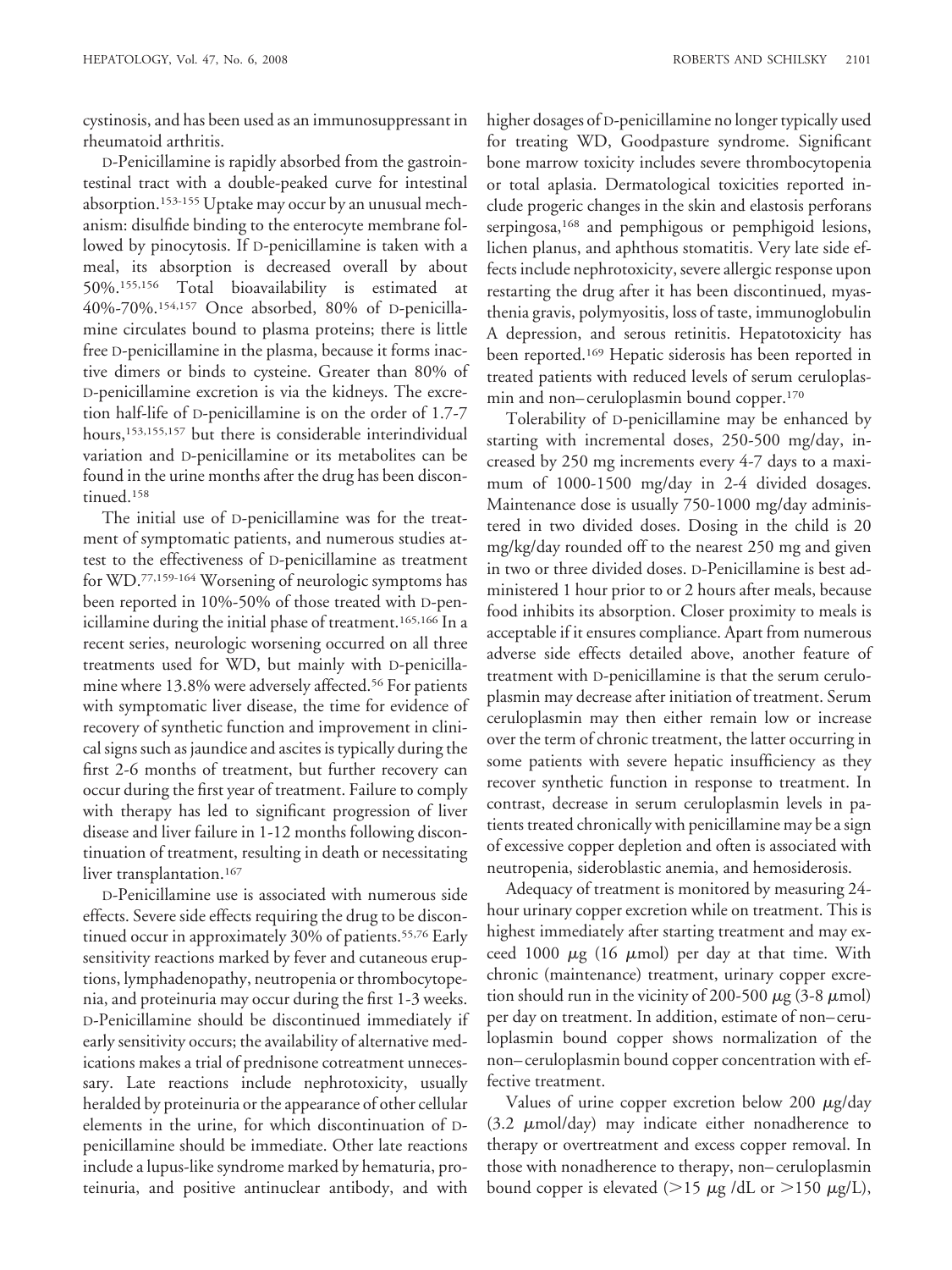cystinosis, and has been used as an immunosuppressant in rheumatoid arthritis.

D-Penicillamine is rapidly absorbed from the gastrointestinal tract with a double-peaked curve for intestinal absorption.[153-155] Uptake may occur by an unusual mechanism: disulfide binding to the enterocyte membrane followed by pinocytosis. If D-penicillamine is taken with a meal, its absorption is decreased overall by about 50%.[155,156] Total bioavailability is estimated at 40%-70%.[154,157] Once absorbed, 80% of D-penicillamine circulates bound to plasma proteins; there is little free D-penicillamine in the plasma, because it forms inactive dimers or binds to cysteine. Greater than 80% of D-penicillamine excretion is via the kidneys. The excretion half-life of D-penicillamine is on the order of 1.7-7 hours,[153,155,157] but there is considerable interindividual variation and D-penicillamine or its metabolites can be found in the urine months after the drug has been discontinued.[158]

The initial use of D-penicillamine was for the treatment of symptomatic patients, and numerous studies attest to the effectiveness of D-penicillamine as treatment for WD.[77,159-164] Worsening of neurologic symptoms has been reported in 10%-50% of those treated with D-penicillamine during the initial phase of treatment.[165,166] In a recent series, neurologic worsening occurred on all three treatments used for WD, but mainly with D-penicillamine where 13.8% were adversely affected.[56] For patients with symptomatic liver disease, the time for evidence of recovery of synthetic function and improvement in clinical signs such as jaundice and ascites is typically during the first 2-6 months of treatment, but further recovery can occur during the first year of treatment. Failure to comply with therapy has led to significant progression of liver disease and liver failure in 1-12 months following discontinuation of treatment, resulting in death or necessitating liver transplantation.[167]

D-Penicillamine use is associated with numerous side effects. Severe side effects requiring the drug to be discontinued occur in approximately 30% of patients.[55,76] Early sensitivity reactions marked by fever and cutaneous eruptions, lymphadenopathy, neutropenia or thrombocytopenia, and proteinuria may occur during the first 1-3 weeks. D-Penicillamine should be discontinued immediately if early sensitivity occurs; the availability of alternative medications makes a trial of prednisone cotreatment unnecessary. Late reactions include nephrotoxicity, usually heralded by proteinuria or the appearance of other cellular elements in the urine, for which discontinuation of D-penicillamine should be immediate. Other late reactions include a lupus-like syndrome marked by hematuria, proteinuria, and positive antinuclear antibody, and with higher dosages of D-penicillamine no longer typically used for treating WD, Goodpasture syndrome. Significant bone marrow toxicity includes severe thrombocytopenia or total aplasia. Dermatological toxicities reported include progeric changes in the skin and elastosis perforans serpingosa,[168] and pemphigous or pemphigoid lesions, lichen planus, and aphthous stomatitis. Very late side effects include nephrotoxicity, severe allergic response upon restarting the drug after it has been discontinued, myasthenia gravis, polymyositis, loss of taste, immunoglobulin A depression, and serous retinitis. Hepatotoxicity has been reported.[169] Hepatic siderosis has been reported in treated patients with reduced levels of serum ceruloplasmin and non–ceruloplasmin bound copper.[170]

Tolerability of D-penicillamine may be enhanced by starting with incremental doses, 250-500 mg/day, increased by 250 mg increments every 4-7 days to a maximum of 1000-1500 mg/day in 2-4 divided dosages. Maintenance dose is usually 750-1000 mg/day administered in two divided doses. Dosing in the child is 20 mg/kg/day rounded off to the nearest 250 mg and given in two or three divided doses. D-Penicillamine is best administered 1 hour prior to or 2 hours after meals, because food inhibits its absorption. Closer proximity to meals is acceptable if it ensures compliance. Apart from numerous adverse side effects detailed above, another feature of treatment with D-penicillamine is that the serum ceruloplasmin may decrease after initiation of treatment. Serum ceruloplasmin may then either remain low or increase over the term of chronic treatment, the latter occurring in some patients with severe hepatic insufficiency as they recover synthetic function in response to treatment. In contrast, decrease in serum ceruloplasmin levels in patients treated chronically with penicillamine may be a sign of excessive copper depletion and often is associated with neutropenia, sideroblastic anemia, and hemosiderosis.

Adequacy of treatment is monitored by measuring 24-hour urinary copper excretion while on treatment. This is highest immediately after starting treatment and may exceed 1000 $\mu$g (16 $\mu$mol) per day at that time. With chronic (maintenance) treatment, urinary copper excretion should run in the vicinity of 200-500 $\mu$g (3-8 $\mu$mol) per day on treatment. In addition, estimate of non–ceruloplasmin bound copper shows normalization of the non–ceruloplasmin bound copper concentration with effective treatment.

Values of urine copper excretion below 200 $\mu$g/day (3.2 $\mu$mol/day) may indicate either nonadherence to therapy or overtreatment and excess copper removal. In those with nonadherence to therapy, non–ceruloplasmin bound copper is elevated (>15 $\mu$g /dL or >150 $\mu$g/L),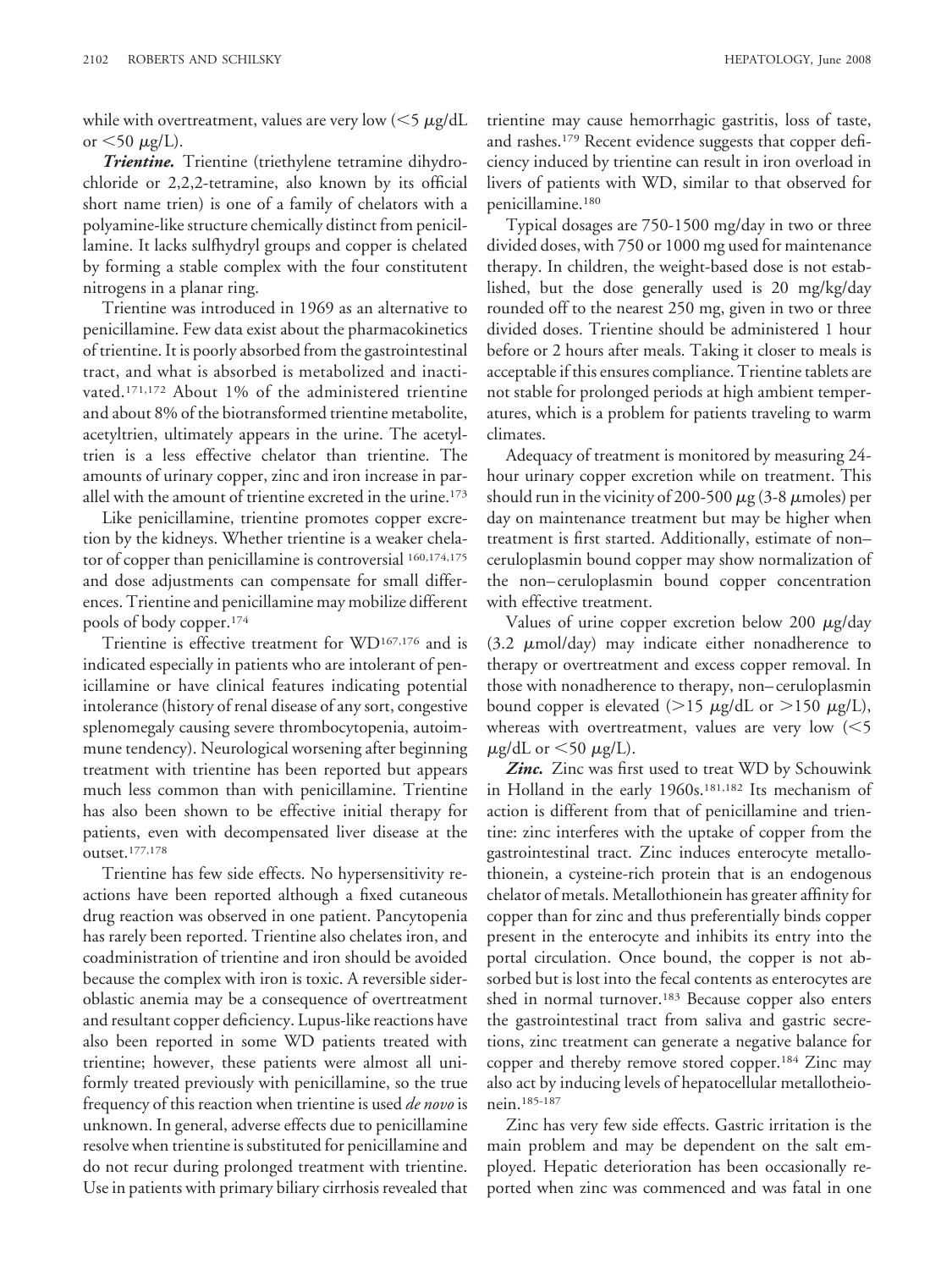while with overtreatment, values are very low (<5 μg/dL or <50 μg/L).

***Trientine.*** Trientine (triethylene tetramine dihydrochloride or 2,2,2-tetramine, also known by its official short name trien) is one of a family of chelators with a polyamine-like structure chemically distinct from penicillamine. It lacks sulfhydryl groups and copper is chelated by forming a stable complex with the four constitutent nitrogens in a planar ring.

Trientine was introduced in 1969 as an alternative to penicillamine. Few data exist about the pharmacokinetics of trientine. It is poorly absorbed from the gastrointestinal tract, and what is absorbed is metabolized and inactivated.[171,172] About 1% of the administered trientine and about 8% of the biotransformed trientine metabolite, acetyltrien, ultimately appears in the urine. The acetyltrien is a less effective chelator than trientine. The amounts of urinary copper, zinc and iron increase in parallel with the amount of trientine excreted in the urine.[173]

Like penicillamine, trientine promotes copper excretion by the kidneys. Whether trientine is a weaker chelator of copper than penicillamine is controversial [160,174,175] and dose adjustments can compensate for small differences. Trientine and penicillamine may mobilize different pools of body copper.[174]

Trientine is effective treatment for WD[167,176] and is indicated especially in patients who are intolerant of penicillamine or have clinical features indicating potential intolerance (history of renal disease of any sort, congestive splenomegaly causing severe thrombocytopenia, autoimmune tendency). Neurological worsening after beginning treatment with trientine has been reported but appears much less common than with penicillamine. Trientine has also been shown to be effective initial therapy for patients, even with decompensated liver disease at the outset.[177,178]

Trientine has few side effects. No hypersensitivity reactions have been reported although a fixed cutaneous drug reaction was observed in one patient. Pancytopenia has rarely been reported. Trientine also chelates iron, and coadministration of trientine and iron should be avoided because the complex with iron is toxic. A reversible sideroblastic anemia may be a consequence of overtreatment and resultant copper deficiency. Lupus-like reactions have also been reported in some WD patients treated with trientine; however, these patients were almost all uniformly treated previously with penicillamine, so the true frequency of this reaction when trientine is used *de novo* is unknown. In general, adverse effects due to penicillamine resolve when trientine is substituted for penicillamine and do not recur during prolonged treatment with trientine. Use in patients with primary biliary cirrhosis revealed that trientine may cause hemorrhagic gastritis, loss of taste, and rashes.[179] Recent evidence suggests that copper deficiency induced by trientine can result in iron overload in livers of patients with WD, similar to that observed for penicillamine.[180]

Typical dosages are 750-1500 mg/day in two or three divided doses, with 750 or 1000 mg used for maintenance therapy. In children, the weight-based dose is not established, but the dose generally used is 20 mg/kg/day rounded off to the nearest 250 mg, given in two or three divided doses. Trientine should be administered 1 hour before or 2 hours after meals. Taking it closer to meals is acceptable if this ensures compliance. Trientine tablets are not stable for prolonged periods at high ambient temperatures, which is a problem for patients traveling to warm climates.

Adequacy of treatment is monitored by measuring 24-hour urinary copper excretion while on treatment. This should run in the vicinity of 200-500 μg (3-8 μmoles) per day on maintenance treatment but may be higher when treatment is first started. Additionally, estimate of non–ceruloplasmin bound copper may show normalization of the non–ceruloplasmin bound copper concentration with effective treatment.

Values of urine copper excretion below 200 μg/day (3.2 μmol/day) may indicate either nonadherence to therapy or overtreatment and excess copper removal. In those with nonadherence to therapy, non–ceruloplasmin bound copper is elevated (>15 μg/dL or >150 μg/L), whereas with overtreatment, values are very low (<5 μg/dL or <50 μg/L).

***Zinc.*** Zinc was first used to treat WD by Schouwink in Holland in the early 1960s.[181,182] Its mechanism of action is different from that of penicillamine and trientine: zinc interferes with the uptake of copper from the gastrointestinal tract. Zinc induces enterocyte metallothionein, a cysteine-rich protein that is an endogenous chelator of metals. Metallothionein has greater affinity for copper than for zinc and thus preferentially binds copper present in the enterocyte and inhibits its entry into the portal circulation. Once bound, the copper is not absorbed but is lost into the fecal contents as enterocytes are shed in normal turnover.[183] Because copper also enters the gastrointestinal tract from saliva and gastric secretions, zinc treatment can generate a negative balance for copper and thereby remove stored copper.[184] Zinc may also act by inducing levels of hepatocellular metallotheionein.[185-187]

Zinc has very few side effects. Gastric irritation is the main problem and may be dependent on the salt employed. Hepatic deterioration has been occasionally reported when zinc was commenced and was fatal in one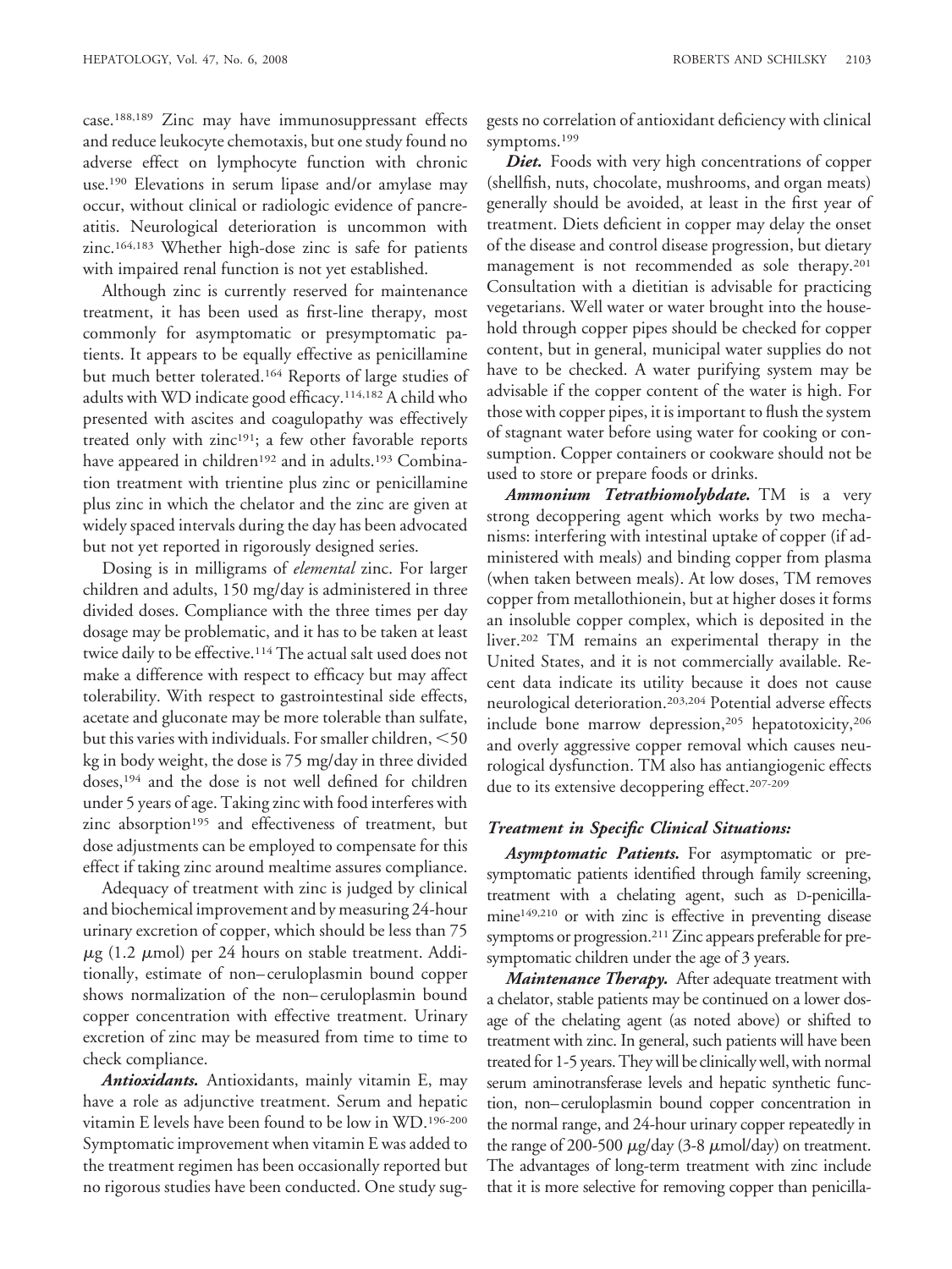case.[188,189] Zinc may have immunosuppressant effects and reduce leukocyte chemotaxis, but one study found no adverse effect on lymphocyte function with chronic use.[190] Elevations in serum lipase and/or amylase may occur, without clinical or radiologic evidence of pancreatitis. Neurological deterioration is uncommon with zinc.[164,183] Whether high-dose zinc is safe for patients with impaired renal function is not yet established.

Although zinc is currently reserved for maintenance treatment, it has been used as first-line therapy, most commonly for asymptomatic or presymptomatic patients. It appears to be equally effective as penicillamine but much better tolerated.[164] Reports of large studies of adults with WD indicate good efficacy.[114,182] A child who presented with ascites and coagulopathy was effectively treated only with zinc[191]; a few other favorable reports have appeared in children[192] and in adults.[193] Combination treatment with trientine plus zinc or penicillamine plus zinc in which the chelator and the zinc are given at widely spaced intervals during the day has been advocated but not yet reported in rigorously designed series.

Dosing is in milligrams of *elemental* zinc. For larger children and adults, 150 mg/day is administered in three divided doses. Compliance with the three times per day dosage may be problematic, and it has to be taken at least twice daily to be effective.[114] The actual salt used does not make a difference with respect to efficacy but may affect tolerability. With respect to gastrointestinal side effects, acetate and gluconate may be more tolerable than sulfate, but this varies with individuals. For smaller children, <50 kg in body weight, the dose is 75 mg/day in three divided doses,[194] and the dose is not well defined for children under 5 years of age. Taking zinc with food interferes with zinc absorption[195] and effectiveness of treatment, but dose adjustments can be employed to compensate for this effect if taking zinc around mealtime assures compliance.

Adequacy of treatment with zinc is judged by clinical and biochemical improvement and by measuring 24-hour urinary excretion of copper, which should be less than 75 $\mu$g (1.2 $\mu$mol) per 24 hours on stable treatment. Additionally, estimate of non–ceruloplasmin bound copper shows normalization of the non–ceruloplasmin bound copper concentration with effective treatment. Urinary excretion of zinc may be measured from time to time to check compliance.

***Antioxidants.*** Antioxidants, mainly vitamin E, may have a role as adjunctive treatment. Serum and hepatic vitamin E levels have been found to be low in WD.[196-200] Symptomatic improvement when vitamin E was added to the treatment regimen has been occasionally reported but no rigorous studies have been conducted. One study suggests no correlation of antioxidant deficiency with clinical symptoms.[199]

***Diet.*** Foods with very high concentrations of copper (shellfish, nuts, chocolate, mushrooms, and organ meats) generally should be avoided, at least in the first year of treatment. Diets deficient in copper may delay the onset of the disease and control disease progression, but dietary management is not recommended as sole therapy.[201] Consultation with a dietitian is advisable for practicing vegetarians. Well water or water brought into the household through copper pipes should be checked for copper content, but in general, municipal water supplies do not have to be checked. A water purifying system may be advisable if the copper content of the water is high. For those with copper pipes, it is important to flush the system of stagnant water before using water for cooking or consumption. Copper containers or cookware should not be used to store or prepare foods or drinks.

***Ammonium Tetrathiomolybdate.*** TM is a very strong decoppering agent which works by two mechanisms: interfering with intestinal uptake of copper (if administered with meals) and binding copper from plasma (when taken between meals). At low doses, TM removes copper from metallothionein, but at higher doses it forms an insoluble copper complex, which is deposited in the liver.[202] TM remains an experimental therapy in the United States, and it is not commercially available. Recent data indicate its utility because it does not cause neurological deterioration.[203,204] Potential adverse effects include bone marrow depression,[205] hepatotoxicity,[206] and overly aggressive copper removal which causes neurological dysfunction. TM also has antiangiogenic effects due to its extensive decoppering effect.[207-209]

### *Treatment in Specific Clinical Situations:*

***Asymptomatic Patients.*** For asymptomatic or presymptomatic patients identified through family screening, treatment with a chelating agent, such as D-penicillamine[149,210] or with zinc is effective in preventing disease symptoms or progression.[211] Zinc appears preferable for presymptomatic children under the age of 3 years.

***Maintenance Therapy.*** After adequate treatment with a chelator, stable patients may be continued on a lower dosage of the chelating agent (as noted above) or shifted to treatment with zinc. In general, such patients will have been treated for 1-5 years. They will be clinically well, with normal serum aminotransferase levels and hepatic synthetic function, non–ceruloplasmin bound copper concentration in the normal range, and 24-hour urinary copper repeatedly in the range of 200-500 $\mu$g/day (3-8 $\mu$mol/day) on treatment. The advantages of long-term treatment with zinc include that it is more selective for removing copper than penicilla-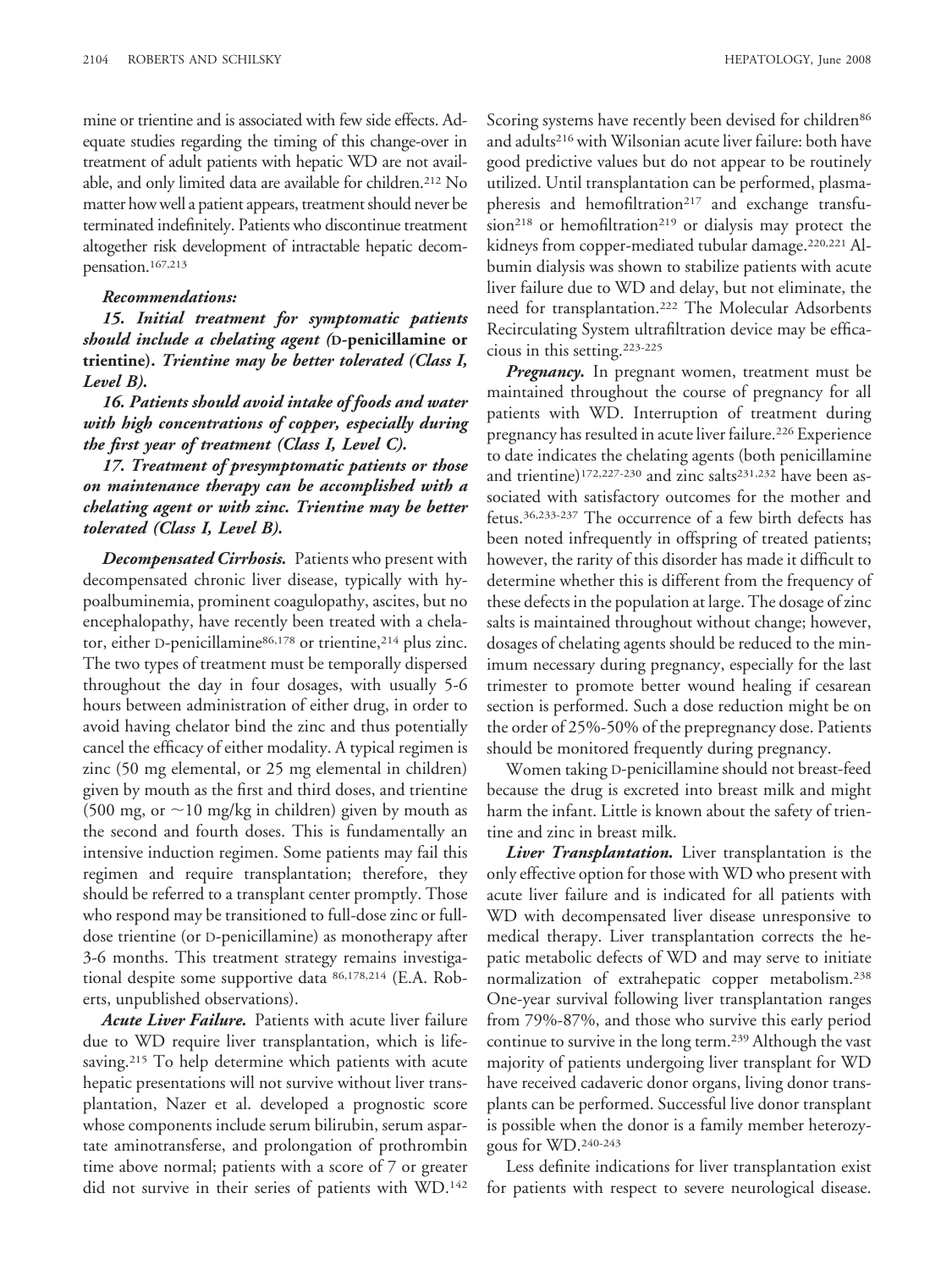mine or trientine and is associated with few side effects. Adequate studies regarding the timing of this change-over in treatment of adult patients with hepatic WD are not available, and only limited data are available for children.[212] No matter how well a patient appears, treatment should never be terminated indefinitely. Patients who discontinue treatment altogether risk development of intractable hepatic decompensation.[167,213]

***Recommendations:***

***15. Initial treatment for symptomatic patients should include a chelating agent (*D-penicillamine or trientine*). Trientine may be better tolerated (Class I, Level B).***

***16. Patients should avoid intake of foods and water with high concentrations of copper, especially during the first year of treatment (Class I, Level C).***

***17. Treatment of presymptomatic patients or those on maintenance therapy can be accomplished with a chelating agent or with zinc. Trientine may be better tolerated (Class I, Level B).***

***Decompensated Cirrhosis.*** Patients who present with decompensated chronic liver disease, typically with hypoalbuminemia, prominent coagulopathy, ascites, but no encephalopathy, have recently been treated with a chelator, either D-penicillamine[86,178] or trientine,[214] plus zinc. The two types of treatment must be temporally dispersed throughout the day in four dosages, with usually 5-6 hours between administration of either drug, in order to avoid having chelator bind the zinc and thus potentially cancel the efficacy of either modality. A typical regimen is zinc (50 mg elemental, or 25 mg elemental in children) given by mouth as the first and third doses, and trientine (500 mg, or ~10 mg/kg in children) given by mouth as the second and fourth doses. This is fundamentally an intensive induction regimen. Some patients may fail this regimen and require transplantation; therefore, they should be referred to a transplant center promptly. Those who respond may be transitioned to full-dose zinc or full-dose trientine (or D-penicillamine) as monotherapy after 3-6 months. This treatment strategy remains investigational despite some supportive data [86,178,214] (E.A. Roberts, unpublished observations).

***Acute Liver Failure.*** Patients with acute liver failure due to WD require liver transplantation, which is lifesaving.[215] To help determine which patients with acute hepatic presentations will not survive without liver transplantation, Nazer et al. developed a prognostic score whose components include serum bilirubin, serum aspartate aminotransferse, and prolongation of prothrombin time above normal; patients with a score of 7 or greater did not survive in their series of patients with WD.[142] Scoring systems have recently been devised for children[86] and adults[216] with Wilsonian acute liver failure: both have good predictive values but do not appear to be routinely utilized. Until transplantation can be performed, plasmapheresis and hemofiltration[217] and exchange transfusion[218] or hemofiltration[219] or dialysis may protect the kidneys from copper-mediated tubular damage.[220,221] Albumin dialysis was shown to stabilize patients with acute liver failure due to WD and delay, but not eliminate, the need for transplantation.[222] The Molecular Adsorbents Recirculating System ultrafiltration device may be efficacious in this setting.[223-225]

***Pregnancy.*** In pregnant women, treatment must be maintained throughout the course of pregnancy for all patients with WD. Interruption of treatment during pregnancy has resulted in acute liver failure.[226] Experience to date indicates the chelating agents (both penicillamine and trientine)[172,227-230] and zinc salts[231,232] have been associated with satisfactory outcomes for the mother and fetus.[36,233-237] The occurrence of a few birth defects has been noted infrequently in offspring of treated patients; however, the rarity of this disorder has made it difficult to determine whether this is different from the frequency of these defects in the population at large. The dosage of zinc salts is maintained throughout without change; however, dosages of chelating agents should be reduced to the minimum necessary during pregnancy, especially for the last trimester to promote better wound healing if cesarean section is performed. Such a dose reduction might be on the order of 25%-50% of the prepregnancy dose. Patients should be monitored frequently during pregnancy.

Women taking D-penicillamine should not breast-feed because the drug is excreted into breast milk and might harm the infant. Little is known about the safety of trientine and zinc in breast milk.

***Liver Transplantation.*** Liver transplantation is the only effective option for those with WD who present with acute liver failure and is indicated for all patients with WD with decompensated liver disease unresponsive to medical therapy. Liver transplantation corrects the hepatic metabolic defects of WD and may serve to initiate normalization of extrahepatic copper metabolism.[238] One-year survival following liver transplantation ranges from 79%-87%, and those who survive this early period continue to survive in the long term.[239] Although the vast majority of patients undergoing liver transplant for WD have received cadaveric donor organs, living donor transplants can be performed. Successful live donor transplant is possible when the donor is a family member heterozygous for WD.[240-243]

Less definite indications for liver transplantation exist for patients with respect to severe neurological disease.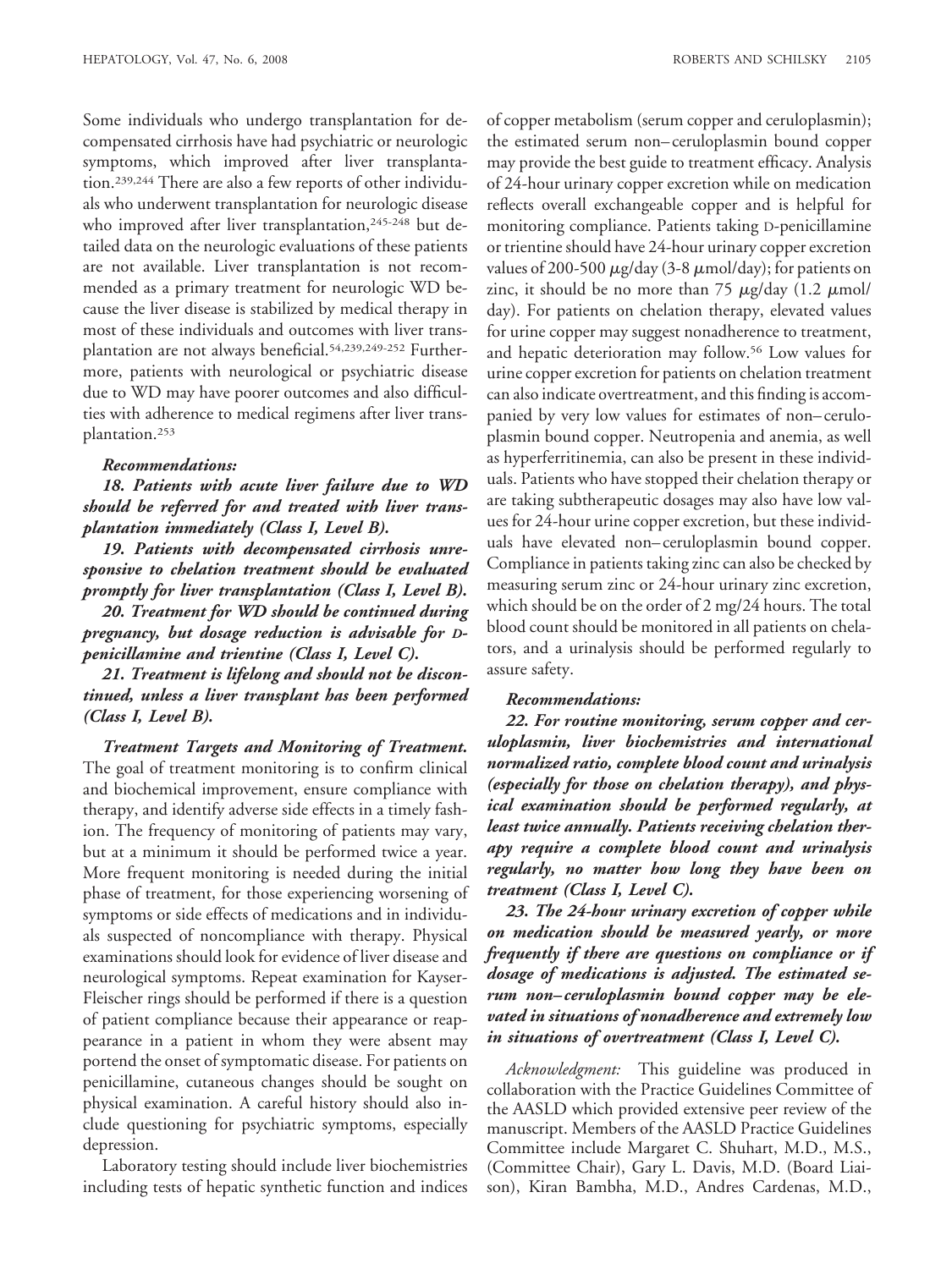Some individuals who undergo transplantation for decompensated cirrhosis have had psychiatric or neurologic symptoms, which improved after liver transplantation.[239,244] There are also a few reports of other individuals who underwent transplantation for neurologic disease who improved after liver transplantation,[245-248] but detailed data on the neurologic evaluations of these patients are not available. Liver transplantation is not recommended as a primary treatment for neurologic WD because the liver disease is stabilized by medical therapy in most of these individuals and outcomes with liver transplantation are not always beneficial.[54,239,249-252] Furthermore, patients with neurological or psychiatric disease due to WD may have poorer outcomes and also difficulties with adherence to medical regimens after liver transplantation.[253]

***Recommendations:***

***18. Patients with acute liver failure due to WD should be referred for and treated with liver transplantation immediately (Class I, Level B).***

***19. Patients with decompensated cirrhosis unresponsive to chelation treatment should be evaluated promptly for liver transplantation (Class I, Level B).***

***20. Treatment for WD should be continued during pregnancy, but dosage reduction is advisable for D-penicillamine and trientine (Class I, Level C).***

***21. Treatment is lifelong and should not be discontinued, unless a liver transplant has been performed (Class I, Level B).***

***Treatment Targets and Monitoring of Treatment.*** The goal of treatment monitoring is to confirm clinical and biochemical improvement, ensure compliance with therapy, and identify adverse side effects in a timely fashion. The frequency of monitoring of patients may vary, but at a minimum it should be performed twice a year. More frequent monitoring is needed during the initial phase of treatment, for those experiencing worsening of symptoms or side effects of medications and in individuals suspected of noncompliance with therapy. Physical examinations should look for evidence of liver disease and neurological symptoms. Repeat examination for Kayser-Fleischer rings should be performed if there is a question of patient compliance because their appearance or reappearance in a patient in whom they were absent may portend the onset of symptomatic disease. For patients on penicillamine, cutaneous changes should be sought on physical examination. A careful history should also include questioning for psychiatric symptoms, especially depression.

Laboratory testing should include liver biochemistries including tests of hepatic synthetic function and indices of copper metabolism (serum copper and ceruloplasmin); the estimated serum non–ceruloplasmin bound copper may provide the best guide to treatment efficacy. Analysis of 24-hour urinary copper excretion while on medication reflects overall exchangeable copper and is helpful for monitoring compliance. Patients taking D-penicillamine or trientine should have 24-hour urinary copper excretion values of 200-500 $\mu$g/day (3-8 $\mu$mol/day); for patients on zinc, it should be no more than 75 $\mu$g/day (1.2 $\mu$mol/day). For patients on chelation therapy, elevated values for urine copper may suggest nonadherence to treatment, and hepatic deterioration may follow.[56] Low values for urine copper excretion for patients on chelation treatment can also indicate overtreatment, and this finding is accompanied by very low values for estimates of non–ceruloplasmin bound copper. Neutropenia and anemia, as well as hyperferritinemia, can also be present in these individuals. Patients who have stopped their chelation therapy or are taking subtherapeutic dosages may also have low values for 24-hour urine copper excretion, but these individuals have elevated non–ceruloplasmin bound copper. Compliance in patients taking zinc can also be checked by measuring serum zinc or 24-hour urinary zinc excretion, which should be on the order of 2 mg/24 hours. The total blood count should be monitored in all patients on chelators, and a urinalysis should be performed regularly to assure safety.

***Recommendations:***

***22. For routine monitoring, serum copper and ceruloplasmin, liver biochemistries and international normalized ratio, complete blood count and urinalysis (especially for those on chelation therapy), and physical examination should be performed regularly, at least twice annually. Patients receiving chelation therapy require a complete blood count and urinalysis regularly, no matter how long they have been on treatment (Class I, Level C).***

***23. The 24-hour urinary excretion of copper while on medication should be measured yearly, or more frequently if there are questions on compliance or if dosage of medications is adjusted. The estimated serum non–ceruloplasmin bound copper may be elevated in situations of nonadherence and extremely low in situations of overtreatment (Class I, Level C).***

*Acknowledgment:* This guideline was produced in collaboration with the Practice Guidelines Committee of the AASLD which provided extensive peer review of the manuscript. Members of the AASLD Practice Guidelines Committee include Margaret C. Shuhart, M.D., M.S., (Committee Chair), Gary L. Davis, M.D. (Board Liaison), Kiran Bambha, M.D., Andres Cardenas, M.D.,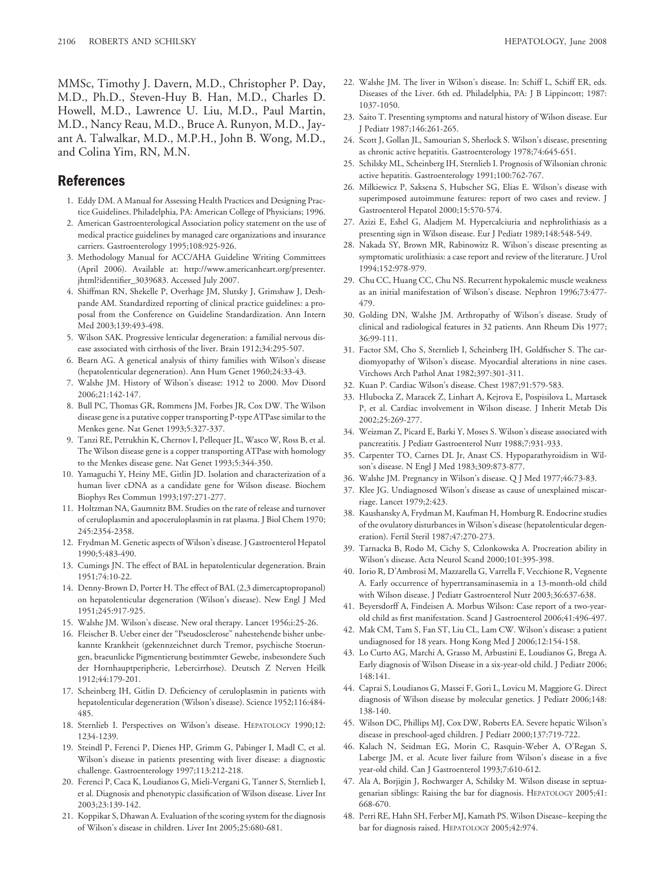MMSc, Timothy J. Davern, M.D., Christopher P. Day, M.D., Ph.D., Steven-Huy B. Han, M.D., Charles D. Howell, M.D., Lawrence U. Liu, M.D., Paul Martin, M.D., Nancy Reau, M.D., Bruce A. Runyon, M.D., Jayant A. Talwalkar, M.D., M.P.H., John B. Wong, M.D., and Colina Yim, RN, M.N.

## References

1. Eddy DM. A Manual for Assessing Health Practices and Designing Practice Guidelines. Philadelphia, PA: American College of Physicians; 1996.
2. American Gastroenterological Association policy statement on the use of medical practice guidelines by managed care organizations and insurance carriers. Gastroenterology 1995;108:925-926.
3. Methodology Manual for ACC/AHA Guideline Writing Committees (April 2006). Available at: http://www.americanheart.org/presenter.jhtml?identifier_3039683. Accessed July 2007.
4. Shiffman RN, Shekelle P, Overhage JM, Slutsky J, Grimshaw J, Deshpande AM. Standardized reporting of clinical practice guidelines: a proposal from the Conference on Guideline Standardization. Ann Intern Med 2003;139:493-498.
5. Wilson SAK. Progressive lenticular degeneration: a familial nervous disease associated with cirrhosis of the liver. Brain 1912;34:295-507.
6. Bearn AG. A genetical analysis of thirty families with Wilson's disease (hepatolenticular degeneration). Ann Hum Genet 1960;24:33-43.
7. Walshe JM. History of Wilson's disease: 1912 to 2000. Mov Disord 2006;21:142-147.
8. Bull PC, Thomas GR, Rommens JM, Forbes JR, Cox DW. The Wilson disease gene is a putative copper transporting P-type ATPase similar to the Menkes gene. Nat Genet 1993;5:327-337.
9. Tanzi RE, Petrukhin K, Chernov I, Pellequer JL, Wasco W, Ross B, et al. The Wilson disease gene is a copper transporting ATPase with homology to the Menkes disease gene. Nat Genet 1993;5:344-350.
10. Yamaguchi Y, Heiny ME, Gitlin JD. Isolation and characterization of a human liver cDNA as a candidate gene for Wilson disease. Biochem Biophys Res Commun 1993;197:271-277.
11. Holtzman NA, Gaumnitz BM. Studies on the rate of release and turnover of ceruloplasmin and apoceruloplasmin in rat plasma. J Biol Chem 1970;245:2354-2358.
12. Frydman M. Genetic aspects of Wilson's disease. J Gastroenterol Hepatol 1990;5:483-490.
13. Cumings JN. The effect of BAL in hepatolenticular degeneration. Brain 1951;74:10-22.
14. Denny-Brown D, Porter H. The effect of BAL (2,3 dimercaptopropanol) on hepatolenticular degeneration (Wilson's disease). New Engl J Med 1951;245:917-925.
15. Walshe JM. Wilson's disease. New oral therapy. Lancet 1956;i:25-26.
16. Fleischer B. Ueber einer der "Pseudosclerose" nahestehende bisher unbekannte Krankheit (gekennzeichnet durch Tremor, psychische Stoerungen, braeunlicke Pigmentierung bestimmter Gewebe, insbesondere Such der Hornhauptperipherie, Lebercirrhose). Deutsch Z Nerven Heilk 1912;44:179-201.
17. Scheinberg IH, Gitlin D. Deficiency of ceruloplasmin in patients with hepatolenticular degeneration (Wilson's disease). Science 1952;116:484-485.
18. Sternlieb I. Perspectives on Wilson's disease. HEPATOLOGY 1990;12:1234-1239.
19. Steindl P, Ferenci P, Dienes HP, Grimm G, Pabinger I, Madl C, et al. Wilson's disease in patients presenting with liver disease: a diagnostic challenge. Gastroenterology 1997;113:212-218.
20. Ferenci P, Caca K, Loudianos G, Mieli-Vergani G, Tanner S, Sternlieb I, et al. Diagnosis and phenotypic classification of Wilson disease. Liver Int 2003;23:139-142.
21. Koppikar S, Dhawan A. Evaluation of the scoring system for the diagnosis of Wilson's disease in children. Liver Int 2005;25:680-681.
22. Walshe JM. The liver in Wilson's disease. In: Schiff L, Schiff ER, eds. Diseases of the Liver. 6th ed. Philadelphia, PA: J B Lippincott; 1987: 1037-1050.
23. Saito T. Presenting symptoms and natural history of Wilson disease. Eur J Pediatr 1987;146:261-265.
24. Scott J, Gollan JL, Samourian S, Sherlock S. Wilson's disease, presenting as chronic active hepatitis. Gastroenterology 1978;74:645-651.
25. Schilsky ML, Scheinberg IH, Sternlieb I. Prognosis of Wilsonian chronic active hepatitis. Gastroenterology 1991;100:762-767.
26. Milkiewicz P, Saksena S, Hubscher SG, Elias E. Wilson's disease with superimposed autoimmune features: report of two cases and review. J Gastroenterol Hepatol 2000;15:570-574.
27. Azizi E, Eshel G, Aladjem M. Hypercalciuria and nephrolithiasis as a presenting sign in Wilson disease. Eur J Pediatr 1989;148:548-549.
28. Nakada SY, Brown MR, Rabinowitz R. Wilson's disease presenting as symptomatic urolithiasis: a case report and review of the literature. J Urol 1994;152:978-979.
29. Chu CC, Huang CC, Chu NS. Recurrent hypokalemic muscle weakness as an initial manifestation of Wilson's disease. Nephron 1996;73:477-479.
30. Golding DN, Walshe JM. Arthropathy of Wilson's disease. Study of clinical and radiological features in 32 patients. Ann Rheum Dis 1977; 36:99-111.
31. Factor SM, Cho S, Sternlieb I, Scheinberg IH, Goldfischer S. The cardiomyopathy of Wilson's disease. Myocardial alterations in nine cases. Virchows Arch Pathol Anat 1982;397:301-311.
32. Kuan P. Cardiac Wilson's disease. Chest 1987;91:579-583.
33. Hlubocka Z, Maracek Z, Linhart A, Kejrova E, Pospisilova L, Martasek P, et al. Cardiac involvement in Wilson disease. J Inherit Metab Dis 2002;25:269-277.
34. Weizman Z, Picard E, Barki Y, Moses S. Wilson's disease associated with pancreatitis. J Pediatr Gastroenterol Nutr 1988;7:931-933.
35. Carpenter TO, Carnes DL Jr, Anast CS. Hypoparathyroidism in Wilson's disease. N Engl J Med 1983;309:873-877.
36. Walshe JM. Pregnancy in Wilson's disease. Q J Med 1977;46:73-83.
37. Klee JG. Undiagnosed Wilson's disease as cause of unexplained miscarriage. Lancet 1979;2:423.
38. Kaushansky A, Frydman M, Kaufman H, Homburg R. Endocrine studies of the ovulatory disturbances in Wilson's disease (hepatolenticular degeneration). Fertil Steril 1987;47:270-273.
39. Tarnacka B, Rodo M, Cichy S, Czlonkowska A. Procreation ability in Wilson's disease. Acta Neurol Scand 2000;101:395-398.
40. Iorio R, D'Ambrosi M, Mazzarella G, Varrella F, Vecchione R, Vegnente A. Early occurrence of hypertransaminasemia in a 13-month-old child with Wilson disease. J Pediatr Gastroenterol Nutr 2003;36:637-638.
41. Beyersdorff A, Findeisen A. Morbus Wilson: Case report of a two-year-old child as first manifestation. Scand J Gastroenterol 2006;41:496-497.
42. Mak CM, Tam S, Fan ST, Liu CL, Lam CW. Wilson's disease: a patient undiagnosed for 18 years. Hong Kong Med J 2006;12:154-158.
43. Lo Curto AG, Marchi A, Grasso M, Arbustini E, Loudianos G, Brega A. Early diagnosis of Wilson Disease in a six-year-old child. J Pediatr 2006; 148:141.
44. Caprai S, Loudianos G, Massei F, Gori L, Lovicu M, Maggiore G. Direct diagnosis of Wilson disease by molecular genetics. J Pediatr 2006;148: 138-140.
45. Wilson DC, Phillips MJ, Cox DW, Roberts EA. Severe hepatic Wilson's disease in preschool-aged children. J Pediatr 2000;137:719-722.
46. Kalach N, Seidman EG, Morin C, Rasquin-Weber A, O'Regan S, Laberge JM, et al. Acute liver failure from Wilson's disease in a five year-old child. Can J Gastroenterol 1993;7:610-612.
47. Ala A, Borjigin J, Rochwarger A, Schilsky M. Wilson disease in septuagenarian siblings: Raising the bar for diagnosis. HEPATOLOGY 2005;41: 668-670.
48. Perri RE, Hahn SH, Ferber MJ, Kamath PS. Wilson Disease– keeping the bar for diagnosis raised. HEPATOLOGY 2005;42:974.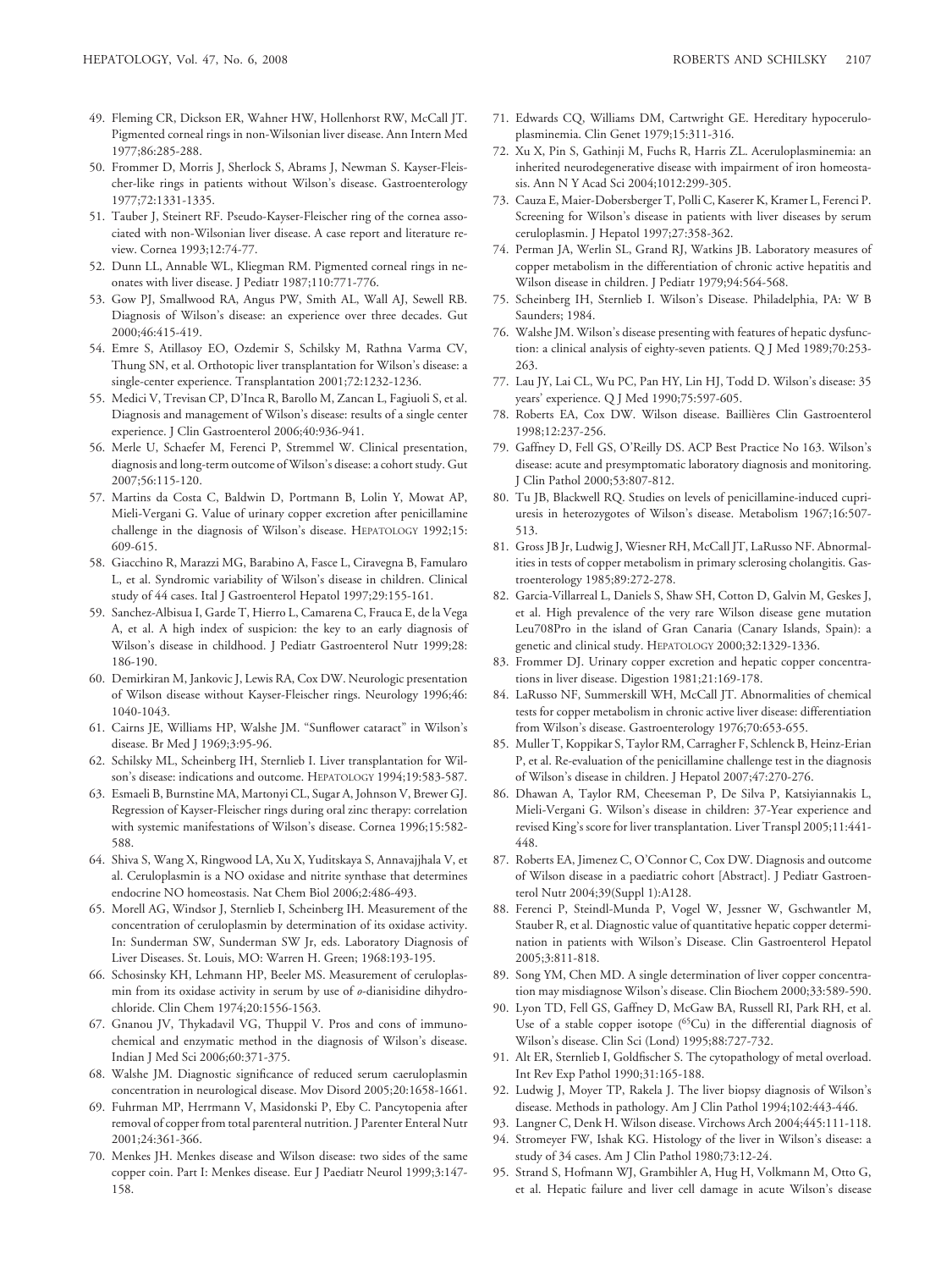49. Fleming CR, Dickson ER, Wahner HW, Hollenhorst RW, McCall JT. Pigmented corneal rings in non-Wilsonian liver disease. Ann Intern Med 1977;86:285-288.
50. Frommer D, Morris J, Sherlock S, Abrams J, Newman S. Kayser-Fleischer-like rings in patients without Wilson's disease. Gastroenterology 1977;72:1331-1335.
51. Tauber J, Steinert RF. Pseudo-Kayser-Fleischer ring of the cornea associated with non-Wilsonian liver disease. A case report and literature review. Cornea 1993;12:74-77.
52. Dunn LL, Annable WL, Kliegman RM. Pigmented corneal rings in neonates with liver disease. J Pediatr 1987;110:771-776.
53. Gow PJ, Smallwood RA, Angus PW, Smith AL, Wall AJ, Sewell RB. Diagnosis of Wilson's disease: an experience over three decades. Gut 2000;46:415-419.
54. Emre S, Atillasoy EO, Ozdemir S, Schilsky M, Rathna Varma CV, Thung SN, et al. Orthotopic liver transplantation for Wilson's disease: a single-center experience. Transplantation 2001;72:1232-1236.
55. Medici V, Trevisan CP, D'Inca R, Barollo M, Zancan L, Fagiuoli S, et al. Diagnosis and management of Wilson's disease: results of a single center experience. J Clin Gastroenterol 2006;40:936-941.
56. Merle U, Schaefer M, Ferenci P, Stremmel W. Clinical presentation, diagnosis and long-term outcome of Wilson's disease: a cohort study. Gut 2007;56:115-120.
57. Martins da Costa C, Baldwin D, Portmann B, Lolin Y, Mowat AP, Mieli-Vergani G. Value of urinary copper excretion after penicillamine challenge in the diagnosis of Wilson's disease. HEPATOLOGY 1992;15:609-615.
58. Giacchino R, Marazzi MG, Barabino A, Fasce L, Ciravegna B, Famularo L, et al. Syndromic variability of Wilson's disease in children. Clinical study of 44 cases. Ital J Gastroenterol Hepatol 1997;29:155-161.
59. Sanchez-Albisua I, Garde T, Hierro L, Camarena C, Frauca E, de la Vega A, et al. A high index of suspicion: the key to an early diagnosis of Wilson's disease in childhood. J Pediatr Gastroenterol Nutr 1999;28:186-190.
60. Demirkiran M, Jankovic J, Lewis RA, Cox DW. Neurologic presentation of Wilson disease without Kayser-Fleischer rings. Neurology 1996;46:1040-1043.
61. Cairns JE, Williams HP, Walshe JM. "Sunflower cataract" in Wilson's disease. Br Med J 1969;3:95-96.
62. Schilsky ML, Scheinberg IH, Sternlieb I. Liver transplantation for Wilson's disease: indications and outcome. HEPATOLOGY 1994;19:583-587.
63. Esmaeli B, Burnstine MA, Martonyi CL, Sugar A, Johnson V, Brewer GJ. Regression of Kayser-Fleischer rings during oral zinc therapy: correlation with systemic manifestations of Wilson's disease. Cornea 1996;15:582-588.
64. Shiva S, Wang X, Ringwood LA, Xu X, Yuditskaya S, Annavajjhala V, et al. Ceruloplasmin is a NO oxidase and nitrite synthase that determines endocrine NO homeostasis. Nat Chem Biol 2006;2:486-493.
65. Morell AG, Windsor J, Sternlieb I, Scheinberg IH. Measurement of the concentration of ceruloplasmin by determination of its oxidase activity. In: Sunderman SW, Sunderman SW Jr, eds. Laboratory Diagnosis of Liver Diseases. St. Louis, MO: Warren H. Green; 1968:193-195.
66. Schosinsky KH, Lehmann HP, Beeler MS. Measurement of ceruloplasmin from its oxidase activity in serum by use of *o*-dianisidine dihydrochloride. Clin Chem 1974;20:1556-1563.
67. Gnanou JV, Thykadavil VG, Thuppil V. Pros and cons of immunochemical and enzymatic method in the diagnosis of Wilson's disease. Indian J Med Sci 2006;60:371-375.
68. Walshe JM. Diagnostic significance of reduced serum caeruloplasmin concentration in neurological disease. Mov Disord 2005;20:1658-1661.
69. Fuhrman MP, Herrmann V, Masidonski P, Eby C. Pancytopenia after removal of copper from total parenteral nutrition. J Parenter Enteral Nutr 2001;24:361-366.
70. Menkes JH. Menkes disease and Wilson disease: two sides of the same copper coin. Part I: Menkes disease. Eur J Paediatr Neurol 1999;3:147-158.
71. Edwards CQ, Williams DM, Cartwright GE. Hereditary hypoceruloplasminemia. Clin Genet 1979;15:311-316.
72. Xu X, Pin S, Gathinji M, Fuchs R, Harris ZL. Aceruloplasminemia: an inherited neurodegenerative disease with impairment of iron homeostasis. Ann N Y Acad Sci 2004;1012:299-305.
73. Cauza E, Maier-Dobersberger T, Polli C, Kaserer K, Kramer L, Ferenci P. Screening for Wilson's disease in patients with liver diseases by serum ceruloplasmin. J Hepatol 1997;27:358-362.
74. Perman JA, Werlin SL, Grand RJ, Watkins JB. Laboratory measures of copper metabolism in the differentiation of chronic active hepatitis and Wilson disease in children. J Pediatr 1979;94:564-568.
75. Scheinberg IH, Sternlieb I. Wilson's Disease. Philadelphia, PA: W B Saunders; 1984.
76. Walshe JM. Wilson's disease presenting with features of hepatic dysfunction: a clinical analysis of eighty-seven patients. Q J Med 1989;70:253-263.
77. Lau JY, Lai CL, Wu PC, Pan HY, Lin HJ, Todd D. Wilson's disease: 35 years' experience. Q J Med 1990;75:597-605.
78. Roberts EA, Cox DW. Wilson disease. Baillières Clin Gastroenterol 1998;12:237-256.
79. Gaffney D, Fell GS, O'Reilly DS. ACP Best Practice No 163. Wilson's disease: acute and presymptomatic laboratory diagnosis and monitoring. J Clin Pathol 2000;53:807-812.
80. Tu JB, Blackwell RQ. Studies on levels of penicillamine-induced cupriuresis in heterozygotes of Wilson's disease. Metabolism 1967;16:507-513.
81. Gross JB Jr, Ludwig J, Wiesner RH, McCall JT, LaRusso NF. Abnormalities in tests of copper metabolism in primary sclerosing cholangitis. Gastroenterology 1985;89:272-278.
82. Garcia-Villarreal L, Daniels S, Shaw SH, Cotton D, Galvin M, Geskes J, et al. High prevalence of the very rare Wilson disease gene mutation Leu708Pro in the island of Gran Canaria (Canary Islands, Spain): a genetic and clinical study. HEPATOLOGY 2000;32:1329-1336.
83. Frommer DJ. Urinary copper excretion and hepatic copper concentrations in liver disease. Digestion 1981;21:169-178.
84. LaRusso NF, Summerskill WH, McCall JT. Abnormalities of chemical tests for copper metabolism in chronic active liver disease: differentiation from Wilson's disease. Gastroenterology 1976;70:653-655.
85. Muller T, Koppikar S, Taylor RM, Carragher F, Schlenck B, Heinz-Erian P, et al. Re-evaluation of the penicillamine challenge test in the diagnosis of Wilson's disease in children. J Hepatol 2007;47:270-276.
86. Dhawan A, Taylor RM, Cheeseman P, De Silva P, Katsiyiannakis L, Mieli-Vergani G. Wilson's disease in children: 37-Year experience and revised King's score for liver transplantation. Liver Transpl 2005;11:441-448.
87. Roberts EA, Jimenez C, O'Connor C, Cox DW. Diagnosis and outcome of Wilson disease in a paediatric cohort [Abstract]. J Pediatr Gastroenterol Nutr 2004;39(Suppl 1):A128.
88. Ferenci P, Steindl-Munda P, Vogel W, Jessner W, Gschwantler M, Stauber R, et al. Diagnostic value of quantitative hepatic copper determination in patients with Wilson's Disease. Clin Gastroenterol Hepatol 2005;3:811-818.
89. Song YM, Chen MD. A single determination of liver copper concentration may misdiagnose Wilson's disease. Clin Biochem 2000;33:589-590.
90. Lyon TD, Fell GS, Gaffney D, McGaw BA, Russell RI, Park RH, et al. Use of a stable copper isotope ($^{65}$Cu) in the differential diagnosis of Wilson's disease. Clin Sci (Lond) 1995;88:727-732.
91. Alt ER, Sternlieb I, Goldfischer S. The cytopathology of metal overload. Int Rev Exp Pathol 1990;31:165-188.
92. Ludwig J, Moyer TP, Rakela J. The liver biopsy diagnosis of Wilson's disease. Methods in pathology. Am J Clin Pathol 1994;102:443-446.
93. Langner C, Denk H. Wilson disease. Virchows Arch 2004;445:111-118.
94. Stromeyer FW, Ishak KG. Histology of the liver in Wilson's disease: a study of 34 cases. Am J Clin Pathol 1980;73:12-24.
95. Strand S, Hofmann WJ, Grambihler A, Hug H, Volkmann M, Otto G, et al. Hepatic failure and liver cell damage in acute Wilson's disease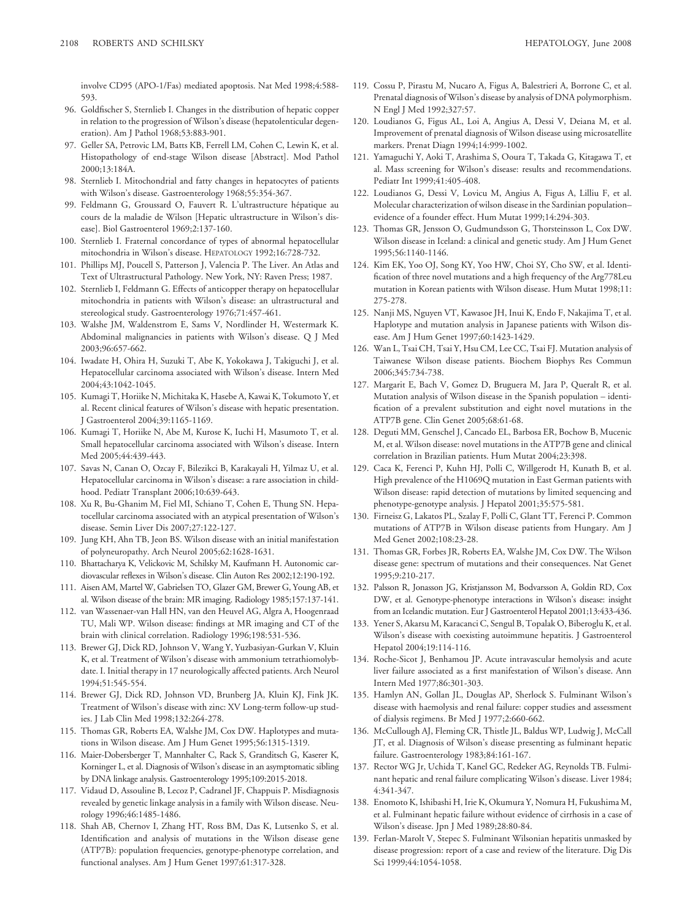involve CD95 (APO-1/Fas) mediated apoptosis. Nat Med 1998;4:588-593.

96. Goldfischer S, Sternlieb I. Changes in the distribution of hepatic copper in relation to the progression of Wilson's disease (hepatolenticular degeneration). Am J Pathol 1968;53:883-901.
97. Geller SA, Petrovic LM, Batts KB, Ferrell LM, Cohen C, Lewin K, et al. Histopathology of end-stage Wilson disease [Abstract]. Mod Pathol 2000;13:184A.
98. Sternlieb I. Mitochondrial and fatty changes in hepatocytes of patients with Wilson's disease. Gastroenterology 1968;55:354-367.
99. Feldmann G, Groussard O, Fauvert R. L'ultrastructure hépatique au cours de la maladie de Wilson [Hepatic ultrastructure in Wilson's disease]. Biol Gastroenterol 1969;2:137-160.
100. Sternlieb I. Fraternal concordance of types of abnormal hepatocellular mitochondria in Wilson's disease. HEPATOLOGY 1992;16:728-732.
101. Phillips MJ, Poucell S, Patterson J, Valencia P. The Liver. An Atlas and Text of Ultrastructural Pathology. New York, NY: Raven Press; 1987.
102. Sternlieb I, Feldmann G. Effects of anticopper therapy on hepatocellular mitochondria in patients with Wilson's disease: an ultrastructural and stereological study. Gastroenterology 1976;71:457-461.
103. Walshe JM, Waldenstrom E, Sams V, Nordlinder H, Westermark K. Abdominal malignancies in patients with Wilson's disease. Q J Med 2003;96:657-662.
104. Iwadate H, Ohira H, Suzuki T, Abe K, Yokokawa J, Takiguchi J, et al. Hepatocellular carcinoma associated with Wilson's disease. Intern Med 2004;43:1042-1045.
105. Kumagi T, Horiike N, Michitaka K, Hasebe A, Kawai K, Tokumoto Y, et al. Recent clinical features of Wilson's disease with hepatic presentation. J Gastroenterol 2004;39:1165-1169.
106. Kumagi T, Horiike N, Abe M, Kurose K, Iuchi H, Masumoto T, et al. Small hepatocellular carcinoma associated with Wilson's disease. Intern Med 2005;44:439-443.
107. Savas N, Canan O, Ozcay F, Bilezikci B, Karakayali H, Yilmaz U, et al. Hepatocellular carcinoma in Wilson's disease: a rare association in childhood. Pediatr Transplant 2006;10:639-643.
108. Xu R, Bu-Ghanim M, Fiel MI, Schiano T, Cohen E, Thung SN. Hepatocellular carcinoma associated with an atypical presentation of Wilson's disease. Semin Liver Dis 2007;27:122-127.
109. Jung KH, Ahn TB, Jeon BS. Wilson disease with an initial manifestation of polyneuropathy. Arch Neurol 2005;62:1628-1631.
110. Bhattacharya K, Velickovic M, Schilsky M, Kaufmann H. Autonomic cardiovascular reflexes in Wilson's disease. Clin Auton Res 2002;12:190-192.
111. Aisen AM, Martel W, Gabrielsen TO, Glazer GM, Brewer G, Young AB, et al. Wilson disease of the brain: MR imaging. Radiology 1985;157:137-141.
112. van Wassenaer-van Hall HN, van den Heuvel AG, Algra A, Hoogenraad TU, Mali WP. Wilson disease: findings at MR imaging and CT of the brain with clinical correlation. Radiology 1996;198:531-536.
113. Brewer GJ, Dick RD, Johnson V, Wang Y, Yuzbasiyan-Gurkan V, Kluin K, et al. Treatment of Wilson's disease with ammonium tetrathiomolybdate. I. Initial therapy in 17 neurologically affected patients. Arch Neurol 1994;51:545-554.
114. Brewer GJ, Dick RD, Johnson VD, Brunberg JA, Kluin KJ, Fink JK. Treatment of Wilson's disease with zinc: XV Long-term follow-up studies. J Lab Clin Med 1998;132:264-278.
115. Thomas GR, Roberts EA, Walshe JM, Cox DW. Haplotypes and mutations in Wilson disease. Am J Hum Genet 1995;56:1315-1319.
116. Maier-Dobersberger T, Mannhalter C, Rack S, Granditsch G, Kaserer K, Korninger L, et al. Diagnosis of Wilson's disease in an asymptomatic sibling by DNA linkage analysis. Gastroenterology 1995;109:2015-2018.
117. Vidaud D, Assouline B, Lecoz P, Cadranel JF, Chappuis P. Misdiagnosis revealed by genetic linkage analysis in a family with Wilson disease. Neurology 1996;46:1485-1486.
118. Shah AB, Chernov I, Zhang HT, Ross BM, Das K, Lutsenko S, et al. Identification and analysis of mutations in the Wilson disease gene (ATP7B): population frequencies, genotype-phenotype correlation, and functional analyses. Am J Hum Genet 1997;61:317-328.
119. Cossu P, Pirastu M, Nucaro A, Figus A, Balestrieri A, Borrone C, et al. Prenatal diagnosis of Wilson's disease by analysis of DNA polymorphism. N Engl J Med 1992;327:57.
120. Loudianos G, Figus AL, Loi A, Angius A, Dessi V, Deiana M, et al. Improvement of prenatal diagnosis of Wilson disease using microsatellite markers. Prenat Diagn 1994;14:999-1002.
121. Yamaguchi Y, Aoki T, Arashima S, Ooura T, Takada G, Kitagawa T, et al. Mass screening for Wilson's disease: results and recommendations. Pediatr Int 1999;41:405-408.
122. Loudianos G, Dessi V, Lovicu M, Angius A, Figus A, Lilliu F, et al. Molecular characterization of wilson disease in the Sardinian population–evidence of a founder effect. Hum Mutat 1999;14:294-303.
123. Thomas GR, Jensson O, Gudmundsson G, Thorsteinsson L, Cox DW. Wilson disease in Iceland: a clinical and genetic study. Am J Hum Genet 1995;56:1140-1146.
124. Kim EK, Yoo OJ, Song KY, Yoo HW, Choi SY, Cho SW, et al. Identification of three novel mutations and a high frequency of the Arg778Leu mutation in Korean patients with Wilson disease. Hum Mutat 1998;11:275-278.
125. Nanji MS, Nguyen VT, Kawasoe JH, Inui K, Endo F, Nakajima T, et al. Haplotype and mutation analysis in Japanese patients with Wilson disease. Am J Hum Genet 1997;60:1423-1429.
126. Wan L, Tsai CH, Tsai Y, Hsu CM, Lee CC, Tsai FJ. Mutation analysis of Taiwanese Wilson disease patients. Biochem Biophys Res Commun 2006;345:734-738.
127. Margarit E, Bach V, Gomez D, Bruguera M, Jara P, Queralt R, et al. Mutation analysis of Wilson disease in the Spanish population – identification of a prevalent substitution and eight novel mutations in the ATP7B gene. Clin Genet 2005;68:61-68.
128. Deguti MM, Genschel J, Cancado EL, Barbosa ER, Bochow B, Mucenic M, et al. Wilson disease: novel mutations in the ATP7B gene and clinical correlation in Brazilian patients. Hum Mutat 2004;23:398.
129. Caca K, Ferenci P, Kuhn HJ, Polli C, Willgerodt H, Kunath B, et al. High prevalence of the H1069Q mutation in East German patients with Wilson disease: rapid detection of mutations by limited sequencing and phenotype-genotype analysis. J Hepatol 2001;35:575-581.
130. Firneisz G, Lakatos PL, Szalay F, Polli C, Glant TT, Ferenci P. Common mutations of ATP7B in Wilson disease patients from Hungary. Am J Med Genet 2002;108:23-28.
131. Thomas GR, Forbes JR, Roberts EA, Walshe JM, Cox DW. The Wilson disease gene: spectrum of mutations and their consequences. Nat Genet 1995;9:210-217.
132. Palsson R, Jonasson JG, Kristjansson M, Bodvarsson A, Goldin RD, Cox DW, et al. Genotype-phenotype interactions in Wilson's disease: insight from an Icelandic mutation. Eur J Gastroenterol Hepatol 2001;13:433-436.
133. Yener S, Akarsu M, Karacanci C, Sengul B, Topalak O, Biberoglu K, et al. Wilson's disease with coexisting autoimmune hepatitis. J Gastroenterol Hepatol 2004;19:114-116.
134. Roche-Sicot J, Benhamou JP. Acute intravascular hemolysis and acute liver failure associated as a first manifestation of Wilson's disease. Ann Intern Med 1977;86:301-303.
135. Hamlyn AN, Gollan JL, Douglas AP, Sherlock S. Fulminant Wilson's disease with haemolysis and renal failure: copper studies and assessment of dialysis regimens. Br Med J 1977;2:660-662.
136. McCullough AJ, Fleming CR, Thistle JL, Baldus WP, Ludwig J, McCall JT, et al. Diagnosis of Wilson's disease presenting as fulminant hepatic failure. Gastroenterology 1983;84:161-167.
137. Rector WG Jr, Uchida T, Kanel GC, Redeker AG, Reynolds TB. Fulminant hepatic and renal failure complicating Wilson's disease. Liver 1984;4:341-347.
138. Enomoto K, Ishibashi H, Irie K, Okumura Y, Nomura H, Fukushima M, et al. Fulminant hepatic failure without evidence of cirrhosis in a case of Wilson's disease. Jpn J Med 1989;28:80-84.
139. Ferlan-Marolt V, Stepec S. Fulminant Wilsonian hepatitis unmasked by disease progression: report of a case and review of the literature. Dig Dis Sci 1999;44:1054-1058.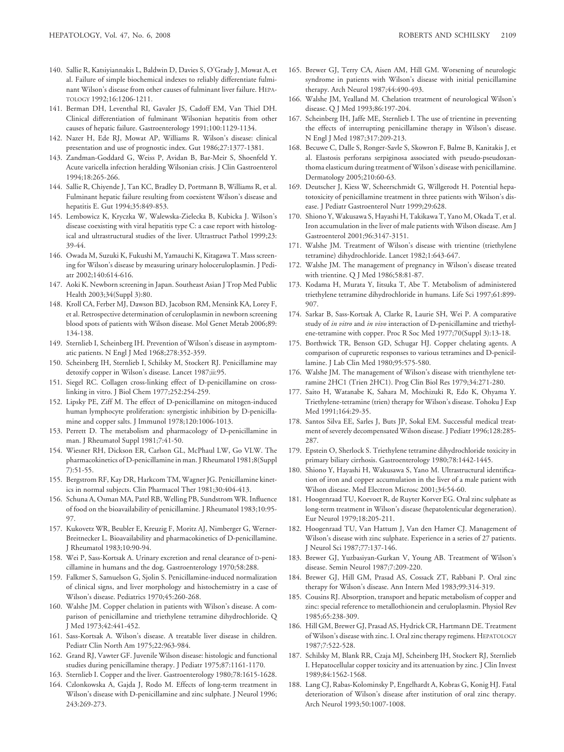140. Sallie R, Katsiyiannakis L, Baldwin D, Davies S, O'Grady J, Mowat A, et al. Failure of simple biochemical indexes to reliably differentiate fulminant Wilson's disease from other causes of fulminant liver failure. HEPATOLOGY 1992;16:1206-1211.

141. Berman DH, Leventhal RI, Gavaler JS, Cadoff EM, Van Thiel DH. Clinical differentiation of fulminant Wilsonian hepatitis from other causes of hepatic failure. Gastroenterology 1991;100:1129-1134.

142. Nazer H, Ede RJ, Mowat AP, Williams R. Wilson's disease: clinical presentation and use of prognostic index. Gut 1986;27:1377-1381.

143. Zandman-Goddard G, Weiss P, Avidan B, Bar-Meir S, Shoenfeld Y. Acute varicella infection heralding Wilsonian crisis. J Clin Gastroenterol 1994;18:265-266.

144. Sallie R, Chiyende J, Tan KC, Bradley D, Portmann B, Williams R, et al. Fulminant hepatic failure resulting from coexistent Wilson's disease and hepatitis E. Gut 1994;35:849-853.

145. Lembowicz K, Kryczka W, Walewska-Zielecka B, Kubicka J. Wilson's disease coexisting with viral hepatitis type C: a case report with histological and ultrastructural studies of the liver. Ultrastruct Pathol 1999;23:39-44.

146. Owada M, Suzuki K, Fukushi M, Yamauchi K, Kitagawa T. Mass screening for Wilson's disease by measuring urinary holoceruloplasmin. J Pediatr 2002;140:614-616.

147. Aoki K. Newborn screening in Japan. Southeast Asian J Trop Med Public Health 2003;34(Suppl 3):80.

148. Kroll CA, Ferber MJ, Dawson BD, Jacobson RM, Mensink KA, Lorey F, et al. Retrospective determination of ceruloplasmin in newborn screening blood spots of patients with Wilson disease. Mol Genet Metab 2006;89:134-138.

149. Sternlieb I, Scheinberg IH. Prevention of Wilson's disease in asymptomatic patients. N Engl J Med 1968;278:352-359.

150. Scheinberg IH, Sternlieb I, Schilsky M, Stockert RJ. Penicillamine may detoxify copper in Wilson's disease. Lancet 1987;ii:95.

151. Siegel RC. Collagen cross-linking effect of D-penicillamine on cross-linking in vitro. J Biol Chem 1977;252:254-259.

152. Lipsky PE, Ziff M. The effect of D-penicillamine on mitogen-induced human lymphocyte proliferation: synergistic inhibition by D-penicillamine and copper salts. J Immunol 1978;120:1006-1013.

153. Perrett D. The metabolism and pharmacology of D-penicillamine in man. J Rheumatol Suppl 1981;7:41-50.

154. Wiesner RH, Dickson ER, Carlson GL, McPhaul LW, Go VLW. The pharmacokinetics of D-penicillamine in man. J Rheumatol 1981;8(Suppl 7):51-55.

155. Bergstrom RF, Kay DR, Harkcom TM, Wagner JG. Penicillamine kinetics in normal subjects. Clin Pharmacol Ther 1981;30:404-413.

156. Schuna A, Osman MA, Patel RB, Welling PB, Sundstrom WR. Influence of food on the bioavailability of penicillamine. J Rheumatol 1983;10:95-97.

157. Kukovetz WR, Beubler E, Kreuzig F, Moritz AJ, Nimberger G, Werner-Breitnecker L. Bioavailability and pharmacokinetics of D-penicillamine. J Rheumatol 1983;10:90-94.

158. Wei P, Sass-Kortsak A. Urinary excretion and renal clearance of D-penicillamine in humans and the dog. Gastroenterology 1970;58:288.

159. Falkmer S, Samuelson G, Sjolin S. Penicillamine-induced normalization of clinical signs, and liver morphology and histochemistry in a case of Wilson's disease. Pediatrics 1970;45:260-268.

160. Walshe JM. Copper chelation in patients with Wilson's disease. A comparison of penicillamine and triethylene tetramine dihydrochloride. Q J Med 1973;42:441-452.

161. Sass-Kortsak A. Wilson's disease. A treatable liver disease in children. Pediatr Clin North Am 1975;22:963-984.

162. Grand RJ, Vawter GF. Juvenile Wilson disease: histologic and functional studies during penicillamine therapy. J Pediatr 1975;87:1161-1170.

163. Sternlieb I. Copper and the liver. Gastroenterology 1980;78:1615-1628.

164. Czlonkowska A, Gajda J, Rodo M. Effects of long-term treatment in Wilson's disease with D-penicillamine and zinc sulphate. J Neurol 1996;243:269-273.

165. Brewer GJ, Terry CA, Aisen AM, Hill GM. Worsening of neurologic syndrome in patients with Wilson's disease with initial penicillamine therapy. Arch Neurol 1987;44:490-493.

166. Walshe JM, Yealland M. Chelation treatment of neurological Wilson's disease. Q J Med 1993;86:197-204.

167. Scheinberg IH, Jaffe ME, Sternlieb I. The use of trientine in preventing the effects of interrupting penicillamine therapy in Wilson's disease. N Engl J Med 1987;317:209-213.

168. Becuwe C, Dalle S, Ronger-Savle S, Skowron F, Balme B, Kanitakis J, et al. Elastosis perforans serpiginosa associated with pseudo-pseudoxanthoma elasticum during treatment of Wilson's disease with penicillamine. Dermatology 2005;210:60-63.

169. Deutscher J, Kiess W, Scheerschmidt G, Willgerodt H. Potential hepatotoxicity of penicillamine treatment in three patients with Wilson's disease. J Pediatr Gastroenterol Nutr 1999;29:628.

170. Shiono Y, Wakusawa S, Hayashi H, Takikawa T, Yano M, Okada T, et al. Iron accumulation in the liver of male patients with Wilson disease. Am J Gastroenterol 2001;96:3147-3151.

171. Walshe JM. Treatment of Wilson's disease with trientine (triethylene tetramine) dihydrochloride. Lancet 1982;1:643-647.

172. Walshe JM. The management of pregnancy in Wilson's disease treated with trientine. Q J Med 1986;58:81-87.

173. Kodama H, Murata Y, Iitsuka T, Abe T. Metabolism of administered triethylene tetramine dihydrochloride in humans. Life Sci 1997;61:899-907.

174. Sarkar B, Sass-Kortsak A, Clarke R, Laurie SH, Wei P. A comparative study of *in vitro* and *in vivo* interaction of D-penicillamine and triethylene-tetramine with copper. Proc R Soc Med 1977;70(Suppl 3):13-18.

175. Borthwick TR, Benson GD, Schugar HJ. Copper chelating agents. A comparison of cupruretic responses to various tetramines and D-penicillamine. J Lab Clin Med 1980;95:575-580.

176. Walshe JM. The management of Wilson's disease with trienthylene tetramine 2HC1 (Trien 2HC1). Prog Clin Biol Res 1979;34:271-280.

177. Saito H, Watanabe K, Sahara M, Mochizuki R, Edo K, Ohyama Y. Triethylene-tetramine (trien) therapy for Wilson's disease. Tohoku J Exp Med 1991;164:29-35.

178. Santos Silva EE, Sarles J, Buts JP, Sokal EM. Successful medical treatment of severely decompensated Wilson disease. J Pediatr 1996;128:285-287.

179. Epstein O, Sherlock S. Triethylene tetramine dihydrochloride toxicity in primary biliary cirrhosis. Gastroenterology 1980;78:1442-1445.

180. Shiono Y, Hayashi H, Wakusawa S, Yano M. Ultrastructural identification of iron and copper accumulation in the liver of a male patient with Wilson disease. Med Electron Microsc 2001;34:54-60.

181. Hoogenraad TU, Koevoet R, de Ruyter Korver EG. Oral zinc sulphate as long-term treatment in Wilson's disease (hepatolenticular degeneration). Eur Neurol 1979;18:205-211.

182. Hoogenraad TU, Van Hattum J, Van den Hamer CJ. Management of Wilson's disease with zinc sulphate. Experience in a series of 27 patients. J Neurol Sci 1987;77:137-146.

183. Brewer GJ, Yuzbasiyan-Gurkan V, Young AB. Treatment of Wilson's disease. Semin Neurol 1987;7:209-220.

184. Brewer GJ, Hill GM, Prasad AS, Cossack ZT, Rabbani P. Oral zinc therapy for Wilson's disease. Ann Intern Med 1983;99:314-319.

185. Cousins RJ. Absorption, transport and hepatic metabolism of copper and zinc: special reference to metallothionein and ceruloplasmin. Physiol Rev 1985;65:238-309.

186. Hill GM, Brewer GJ, Prasad AS, Hydrick CR, Hartmann DE. Treatment of Wilson's disease with zinc. I. Oral zinc therapy regimens. HEPATOLOGY 1987;7:522-528.

187. Schilsky M, Blank RR, Czaja MJ, Scheinberg IH, Stockert RJ, Sternlieb I. Hepatocellular copper toxicity and its attenuation by zinc. J Clin Invest 1989;84:1562-1568.

188. Lang CJ, Rabas-Kolominsky P, Engelhardt A, Kobras G, Konig HJ. Fatal deterioration of Wilson's disease after institution of oral zinc therapy. Arch Neurol 1993;50:1007-1008.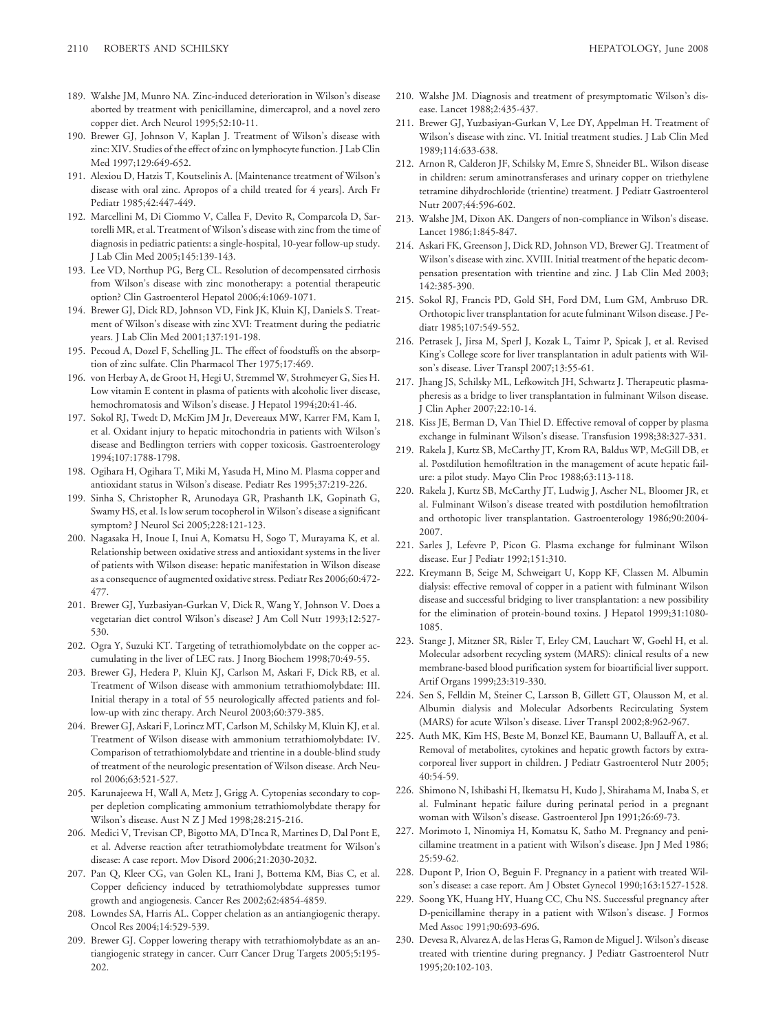189. Walshe JM, Munro NA. Zinc-induced deterioration in Wilson's disease aborted by treatment with penicillamine, dimercaprol, and a novel zero copper diet. Arch Neurol 1995;52:10-11.
190. Brewer GJ, Johnson V, Kaplan J. Treatment of Wilson's disease with zinc: XIV. Studies of the effect of zinc on lymphocyte function. J Lab Clin Med 1997;129:649-652.
191. Alexiou D, Hatzis T, Koutselinis A. [Maintenance treatment of Wilson's disease with oral zinc. Apropos of a child treated for 4 years]. Arch Fr Pediatr 1985;42:447-449.
192. Marcellini M, Di Ciommo V, Callea F, Devito R, Comparcola D, Sartorelli MR, et al. Treatment of Wilson's disease with zinc from the time of diagnosis in pediatric patients: a single-hospital, 10-year follow-up study. J Lab Clin Med 2005;145:139-143.
193. Lee VD, Northup PG, Berg CL. Resolution of decompensated cirrhosis from Wilson's disease with zinc monotherapy: a potential therapeutic option? Clin Gastroenterol Hepatol 2006;4:1069-1071.
194. Brewer GJ, Dick RD, Johnson VD, Fink JK, Kluin KJ, Daniels S. Treatment of Wilson's disease with zinc XVI: Treatment during the pediatric years. J Lab Clin Med 2001;137:191-198.
195. Pecoud A, Dozel F, Schelling JL. The effect of foodstuffs on the absorption of zinc sulfate. Clin Pharmacol Ther 1975;17:469.
196. von Herbay A, de Groot H, Hegi U, Stremmel W, Strohmeyer G, Sies H. Low vitamin E content in plasma of patients with alcoholic liver disease, hemochromatosis and Wilson's disease. J Hepatol 1994;20:41-46.
197. Sokol RJ, Twedt D, McKim JM Jr, Devereaux MW, Karrer FM, Kam I, et al. Oxidant injury to hepatic mitochondria in patients with Wilson's disease and Bedlington terriers with copper toxicosis. Gastroenterology 1994;107:1788-1798.
198. Ogihara H, Ogihara T, Miki M, Yasuda H, Mino M. Plasma copper and antioxidant status in Wilson's disease. Pediatr Res 1995;37:219-226.
199. Sinha S, Christopher R, Arunodaya GR, Prashanth LK, Gopinath G, Swamy HS, et al. Is low serum tocopherol in Wilson's disease a significant symptom? J Neurol Sci 2005;228:121-123.
200. Nagasaka H, Inoue I, Inui A, Komatsu H, Sogo T, Murayama K, et al. Relationship between oxidative stress and antioxidant systems in the liver of patients with Wilson disease: hepatic manifestation in Wilson disease as a consequence of augmented oxidative stress. Pediatr Res 2006;60:472-477.
201. Brewer GJ, Yuzbasiyan-Gurkan V, Dick R, Wang Y, Johnson V. Does a vegetarian diet control Wilson's disease? J Am Coll Nutr 1993;12:527-530.
202. Ogra Y, Suzuki KT. Targeting of tetrathiomolybdate on the copper accumulating in the liver of LEC rats. J Inorg Biochem 1998;70:49-55.
203. Brewer GJ, Hedera P, Kluin KJ, Carlson M, Askari F, Dick RB, et al. Treatment of Wilson disease with ammonium tetrathiomolybdate: III. Initial therapy in a total of 55 neurologically affected patients and follow-up with zinc therapy. Arch Neurol 2003;60:379-385.
204. Brewer GJ, Askari F, Lorincz MT, Carlson M, Schilsky M, Kluin KJ, et al. Treatment of Wilson disease with ammonium tetrathiomolybdate: IV. Comparison of tetrathiomolybdate and trientine in a double-blind study of treatment of the neurologic presentation of Wilson disease. Arch Neurol 2006;63:521-527.
205. Karunajeewa H, Wall A, Metz J, Grigg A. Cytopenias secondary to copper depletion complicating ammonium tetrathiomolybdate therapy for Wilson's disease. Aust N Z J Med 1998;28:215-216.
206. Medici V, Trevisan CP, Bigotto MA, D'Inca R, Martines D, Dal Pont E, et al. Adverse reaction after tetrathiomolybdate treatment for Wilson's disease: A case report. Mov Disord 2006;21:2030-2032.
207. Pan Q, Kleer CG, van Golen KL, Irani J, Bottema KM, Bias C, et al. Copper deficiency induced by tetrathiomolybdate suppresses tumor growth and angiogenesis. Cancer Res 2002;62:4854-4859.
208. Lowndes SA, Harris AL. Copper chelation as an antiangiogenic therapy. Oncol Res 2004;14:529-539.
209. Brewer GJ. Copper lowering therapy with tetrathiomolybdate as an antiangiogenic strategy in cancer. Curr Cancer Drug Targets 2005;5:195-202.
210. Walshe JM. Diagnosis and treatment of presymptomatic Wilson's disease. Lancet 1988;2:435-437.
211. Brewer GJ, Yuzbasiyan-Gurkan V, Lee DY, Appelman H. Treatment of Wilson's disease with zinc. VI. Initial treatment studies. J Lab Clin Med 1989;114:633-638.
212. Arnon R, Calderon JF, Schilsky M, Emre S, Shneider BL. Wilson disease in children: serum aminotransferases and urinary copper on triethylene tetramine dihydrochloride (trientine) treatment. J Pediatr Gastroenterol Nutr 2007;44:596-602.
213. Walshe JM, Dixon AK. Dangers of non-compliance in Wilson's disease. Lancet 1986;1:845-847.
214. Askari FK, Greenson J, Dick RD, Johnson VD, Brewer GJ. Treatment of Wilson's disease with zinc. XVIII. Initial treatment of the hepatic decompensation presentation with trientine and zinc. J Lab Clin Med 2003;142:385-390.
215. Sokol RJ, Francis PD, Gold SH, Ford DM, Lum GM, Ambruso DR. Orthotopic liver transplantation for acute fulminant Wilson disease. J Pediatr 1985;107:549-552.
216. Petrasek J, Jirsa M, Sperl J, Kozak L, Taimr P, Spicak J, et al. Revised King's College score for liver transplantation in adult patients with Wilson's disease. Liver Transpl 2007;13:55-61.
217. Jhang JS, Schilsky ML, Lefkowitch JH, Schwartz J. Therapeutic plasmapheresis as a bridge to liver transplantation in fulminant Wilson disease. J Clin Apher 2007;22:10-14.
218. Kiss JE, Berman D, Van Thiel D. Effective removal of copper by plasma exchange in fulminant Wilson's disease. Transfusion 1998;38:327-331.
219. Rakela J, Kurtz SB, McCarthy JT, Krom RA, Baldus WP, McGill DB, et al. Postdilution hemofiltration in the management of acute hepatic failure: a pilot study. Mayo Clin Proc 1988;63:113-118.
220. Rakela J, Kurtz SB, McCarthy JT, Ludwig J, Ascher NL, Bloomer JR, et al. Fulminant Wilson's disease treated with postdilution hemofiltration and orthotopic liver transplantation. Gastroenterology 1986;90:2004-2007.
221. Sarles J, Lefevre P, Picon G. Plasma exchange for fulminant Wilson disease. Eur J Pediatr 1992;151:310.
222. Kreymann B, Seige M, Schweigart U, Kopp KF, Classen M. Albumin dialysis: effective removal of copper in a patient with fulminant Wilson disease and successful bridging to liver transplantation: a new possibility for the elimination of protein-bound toxins. J Hepatol 1999;31:1080-1085.
223. Stange J, Mitzner SR, Risler T, Erley CM, Lauchart W, Goehl H, et al. Molecular adsorbent recycling system (MARS): clinical results of a new membrane-based blood purification system for bioartificial liver support. Artif Organs 1999;23:319-330.
224. Sen S, Felldin M, Steiner C, Larsson B, Gillett GT, Olausson M, et al. Albumin dialysis and Molecular Adsorbents Recirculating System (MARS) for acute Wilson's disease. Liver Transpl 2002;8:962-967.
225. Auth MK, Kim HS, Beste M, Bonzel KE, Baumann U, Ballauff A, et al. Removal of metabolites, cytokines and hepatic growth factors by extracorporeal liver support in children. J Pediatr Gastroenterol Nutr 2005;40:54-59.
226. Shimono N, Ishibashi H, Ikematsu H, Kudo J, Shirahama M, Inaba S, et al. Fulminant hepatic failure during perinatal period in a pregnant woman with Wilson's disease. Gastroenterol Jpn 1991;26:69-73.
227. Morimoto I, Ninomiya H, Komatsu K, Satho M. Pregnancy and penicillamine treatment in a patient with Wilson's disease. Jpn J Med 1986;25:59-62.
228. Dupont P, Irion O, Beguin F. Pregnancy in a patient with treated Wilson's disease: a case report. Am J Obstet Gynecol 1990;163:1527-1528.
229. Soong YK, Huang HY, Huang CC, Chu NS. Successful pregnancy after D-penicillamine therapy in a patient with Wilson's disease. J Formos Med Assoc 1991;90:693-696.
230. Devesa R, Alvarez A, de las Heras G, Ramon de Miguel J. Wilson's disease treated with trientine during pregnancy. J Pediatr Gastroenterol Nutr 1995;20:102-103.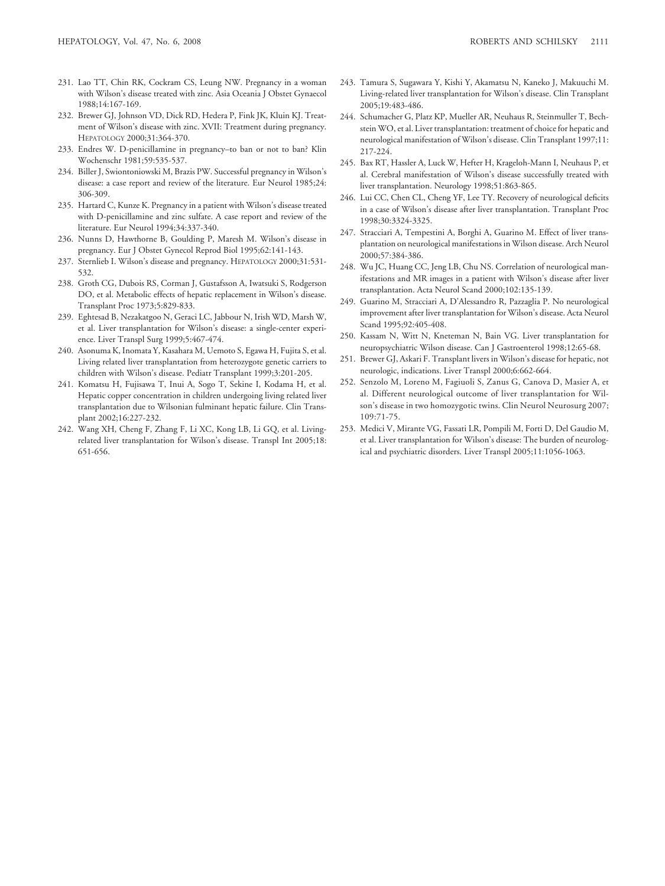231. Lao TT, Chin RK, Cockram CS, Leung NW. Pregnancy in a woman with Wilson's disease treated with zinc. Asia Oceania J Obstet Gynaecol 1988;14:167-169.
232. Brewer GJ, Johnson VD, Dick RD, Hedera P, Fink JK, Kluin KJ. Treatment of Wilson's disease with zinc. XVII: Treatment during pregnancy. HEPATOLOGY 2000;31:364-370.
233. Endres W. D-penicillamine in pregnancy–to ban or not to ban? Klin Wochenschr 1981;59:535-537.
234. Biller J, Swiontoniowski M, Brazis PW. Successful pregnancy in Wilson's disease: a case report and review of the literature. Eur Neurol 1985;24: 306-309.
235. Hartard C, Kunze K. Pregnancy in a patient with Wilson's disease treated with D-penicillamine and zinc sulfate. A case report and review of the literature. Eur Neurol 1994;34:337-340.
236. Nunns D, Hawthorne B, Goulding P, Maresh M. Wilson's disease in pregnancy. Eur J Obstet Gynecol Reprod Biol 1995;62:141-143.
237. Sternlieb I. Wilson's disease and pregnancy. HEPATOLOGY 2000;31:531-532.
238. Groth CG, Dubois RS, Corman J, Gustafsson A, Iwatsuki S, Rodgerson DO, et al. Metabolic effects of hepatic replacement in Wilson's disease. Transplant Proc 1973;5:829-833.
239. Eghtesad B, Nezakatgoo N, Geraci LC, Jabbour N, Irish WD, Marsh W, et al. Liver transplantation for Wilson's disease: a single-center experience. Liver Transpl Surg 1999;5:467-474.
240. Asonuma K, Inomata Y, Kasahara M, Uemoto S, Egawa H, Fujita S, et al. Living related liver transplantation from heterozygote genetic carriers to children with Wilson's disease. Pediatr Transplant 1999;3:201-205.
241. Komatsu H, Fujisawa T, Inui A, Sogo T, Sekine I, Kodama H, et al. Hepatic copper concentration in children undergoing living related liver transplantation due to Wilsonian fulminant hepatic failure. Clin Transplant 2002;16:227-232.
242. Wang XH, Cheng F, Zhang F, Li XC, Kong LB, Li GQ, et al. Living-related liver transplantation for Wilson's disease. Transpl Int 2005;18: 651-656.
243. Tamura S, Sugawara Y, Kishi Y, Akamatsu N, Kaneko J, Makuuchi M. Living-related liver transplantation for Wilson's disease. Clin Transplant 2005;19:483-486.
244. Schumacher G, Platz KP, Mueller AR, Neuhaus R, Steinmuller T, Bechstein WO, et al. Liver transplantation: treatment of choice for hepatic and neurological manifestation of Wilson's disease. Clin Transplant 1997;11: 217-224.
245. Bax RT, Hassler A, Luck W, Hefter H, Krageloh-Mann I, Neuhaus P, et al. Cerebral manifestation of Wilson's disease successfully treated with liver transplantation. Neurology 1998;51:863-865.
246. Lui CC, Chen CL, Cheng YF, Lee TY. Recovery of neurological deficits in a case of Wilson's disease after liver transplantation. Transplant Proc 1998;30:3324-3325.
247. Stracciari A, Tempestini A, Borghi A, Guarino M. Effect of liver transplantation on neurological manifestations in Wilson disease. Arch Neurol 2000;57:384-386.
248. Wu JC, Huang CC, Jeng LB, Chu NS. Correlation of neurological manifestations and MR images in a patient with Wilson's disease after liver transplantation. Acta Neurol Scand 2000;102:135-139.
249. Guarino M, Stracciari A, D'Alessandro R, Pazzaglia P. No neurological improvement after liver transplantation for Wilson's disease. Acta Neurol Scand 1995;92:405-408.
250. Kassam N, Witt N, Kneteman N, Bain VG. Liver transplantation for neuropsychiatric Wilson disease. Can J Gastroenterol 1998;12:65-68.
251. Brewer GJ, Askari F. Transplant livers in Wilson's disease for hepatic, not neurologic, indications. Liver Transpl 2000;6:662-664.
252. Senzolo M, Loreno M, Fagiuoli S, Zanus G, Canova D, Masier A, et al. Different neurological outcome of liver transplantation for Wilson's disease in two homozygotic twins. Clin Neurol Neurosurg 2007; 109:71-75.
253. Medici V, Mirante VG, Fassati LR, Pompili M, Forti D, Del Gaudio M, et al. Liver transplantation for Wilson's disease: The burden of neurological and psychiatric disorders. Liver Transpl 2005;11:1056-1063.